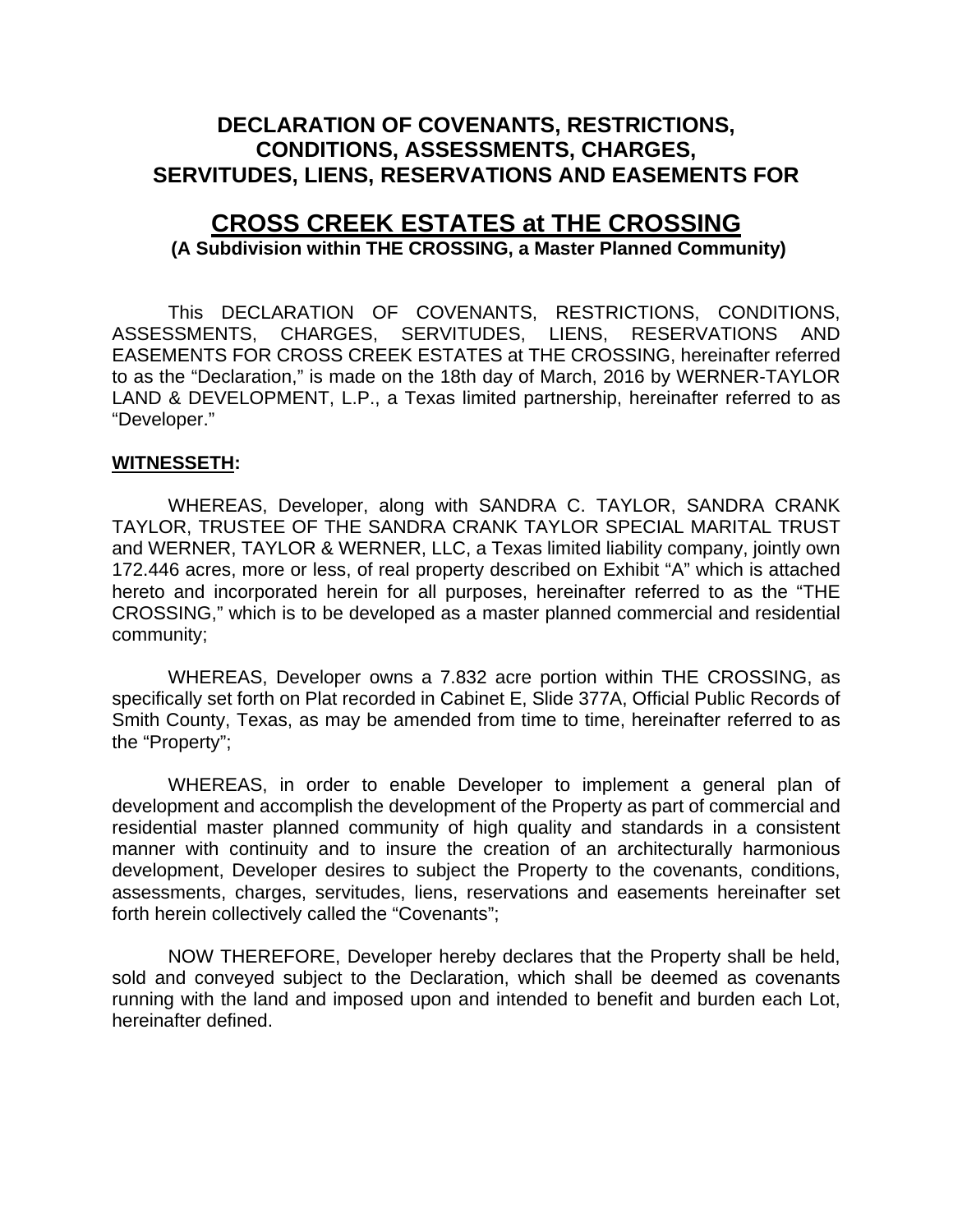# DECLARATION OF COVENANTS, RESTRICTIONS, CONDITIONS, ASSESSMENTS, CHARGES, SERVITUDES, LIENS, RESERVATIONS AND EASEMENTS FOR

# CROSS CREEK ESTATES at THE CROSSING

**(A Subdivision within THE CROSSING, a Master Planned Community)**

This DECLARATION OF COVENANTS, RESTRICTIONS, CONDITIONS, ASSESSMENTS, CHARGES, SERVITUDES, LIENS, RESERVATIONS AND EASEMENTS FOR CROSS CREEK ESTATES at THE CROSSING, hereinafter referred to as the "Declaration," is made on the 18th day of March, 2016 by WERNER-TAYLOR LAND & DEVELOPMENT, L.P., a Texas limited partnership, hereinafter referred to as "Developer."

**WITNESSETH:**

WHEREAS, Developer, along with SANDRA C. TAYLOR, SANDRA CRANK TAYLOR, TRUSTEE OF THE SANDRA CRANK TAYLOR SPECIAL MARITAL TRUST and WERNER, TAYLOR & WERNER, LLC, a Texas limited liability company, jointly own 172.446 acres, more or less, of real property described on Exhibit "A" which is attached hereto and incorporated herein for all purposes, hereinafter referred to as the "THE CROSSING," which is to be developed as a master planned commercial and residential community;

WHEREAS, Developer owns a 7.832 acre portion within THE CROSSING, as specifically set forth on Plat recorded in Cabinet E, Slide 377A, Official Public Records of Smith County, Texas, as may be amended from time to time, hereinafter referred to as the "Property";

WHEREAS, in order to enable Developer to implement a general plan of development and accomplish the development of the Property as part of commercial and residential master planned community of high quality and standards in a consistent manner with continuity and to insure the creation of an architecturally harmonious development, Developer desires to subject the Property to the covenants, conditions, assessments, charges, servitudes, liens, reservations and easements hereinafter set forth herein collectively called the "Covenants";

NOW THEREFORE, Developer hereby declares that the Property shall be held, sold and conveyed subject to the Declaration, which shall be deemed as covenants running with the land and imposed upon and intended to benefit and burden each Lot, hereinafter defined.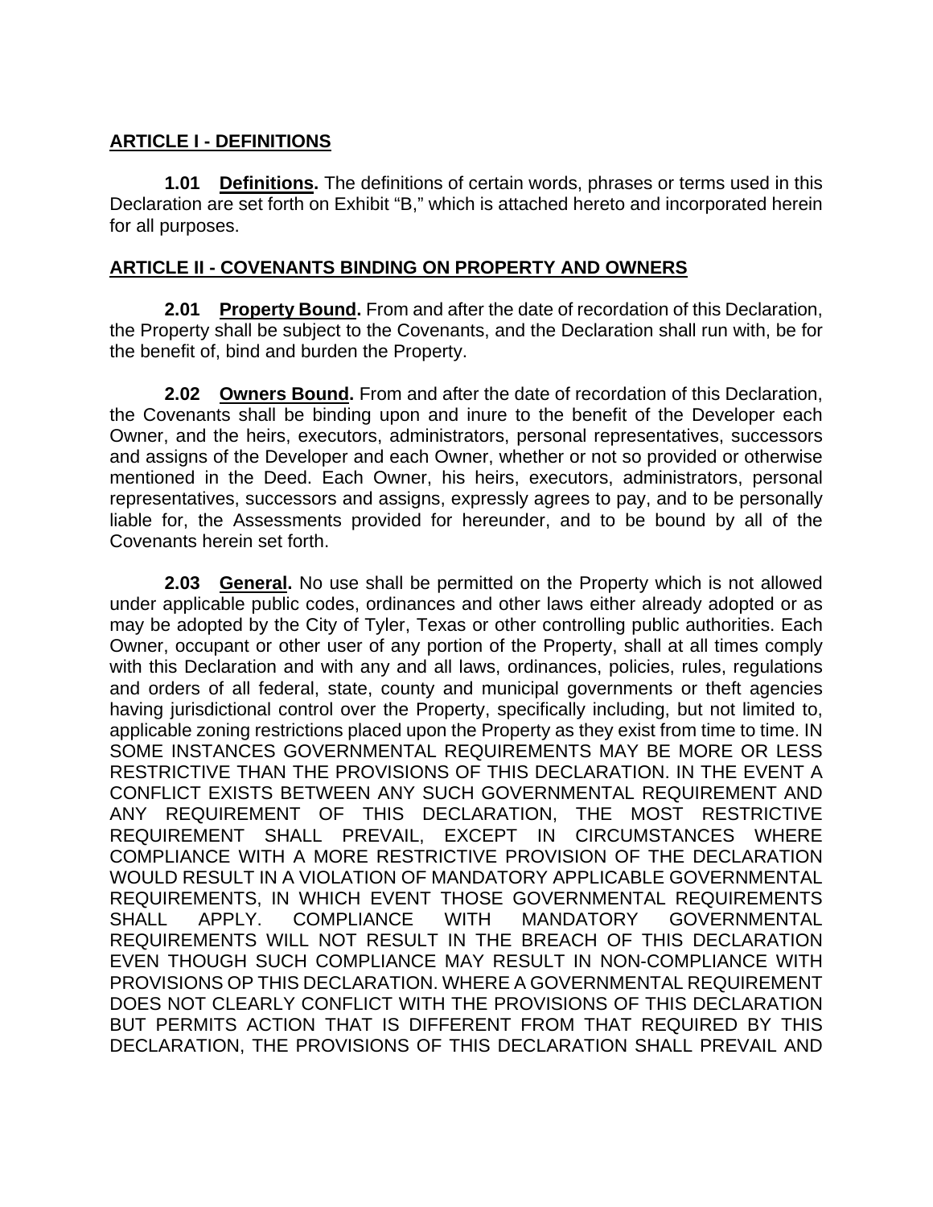## **ARTICLE I - DEFINITIONS**

**1.01 Definitions.** The definitions of certain words, phrases or terms used in this Declaration are set forth on Exhibit "B," which is attached hereto and incorporated herein for all purposes.

## **ARTICLE II - COVENANTS BINDING ON PROPERTY AND OWNERS**

**2.01 Property Bound.** From and after the date of recordation of this Declaration, the Property shall be subject to the Covenants, and the Declaration shall run with, be for the benefit of, bind and burden the Property.

**2.02 Owners Bound.** From and after the date of recordation of this Declaration, the Covenants shall be binding upon and inure to the benefit of the Developer each Owner, and the heirs, executors, administrators, personal representatives, successors and assigns of the Developer and each Owner, whether or not so provided or otherwise mentioned in the Deed. Each Owner, his heirs, executors, administrators, personal representatives, successors and assigns, expressly agrees to pay, and to be personally liable for, the Assessments provided for hereunder, and to be bound by all of the Covenants herein set forth.

**2.03 General.** No use shall be permitted on the Property which is not allowed under applicable public codes, ordinances and other laws either already adopted or as may be adopted by the City of Tyler, Texas or other controlling public authorities. Each Owner, occupant or other user of any portion of the Property, shall at all times comply with this Declaration and with any and all laws, ordinances, policies, rules, regulations and orders of all federal, state, county and municipal governments or theft agencies having jurisdictional control over the Property, specifically including, but not limited to, applicable zoning restrictions placed upon the Property as they exist from time to time. IN SOME INSTANCES GOVERNMENTAL REQUIREMENTS MAY BE MORE OR LESS RESTRICTIVE THAN THE PROVISIONS OF THIS DECLARATION. IN THE EVENT A CONFLICT EXISTS BETWEEN ANY SUCH GOVERNMENTAL REQUIREMENT AND ANY REQUIREMENT OF THIS DECLARATION, THE MOST RESTRICTIVE REQUIREMENT SHALL PREVAIL, EXCEPT IN CIRCUMSTANCES WHERE COMPLIANCE WITH A MORE RESTRICTIVE PROVISION OF THE DECLARATION WOULD RESULT IN A VIOLATION OF MANDATORY APPLICABLE GOVERNMENTAL REQUIREMENTS, IN WHICH EVENT THOSE GOVERNMENTAL REQUIREMENTS SHALL APPLY. COMPLIANCE WITH MANDATORY GOVERNMENTAL REQUIREMENTS WILL NOT RESULT IN THE BREACH OF THIS DECLARATION EVEN THOUGH SUCH COMPLIANCE MAY RESULT IN NON-COMPLIANCE WITH PROVISIONS OP THIS DECLARATION. WHERE A GOVERNMENTAL REQUIREMENT DOES NOT CLEARLY CONFLICT WITH THE PROVISIONS OF THIS DECLARATION BUT PERMITS ACTION THAT IS DIFFERENT FROM THAT REQUIRED BY THIS DECLARATION, THE PROVISIONS OF THIS DECLARATION SHALL PREVAIL AND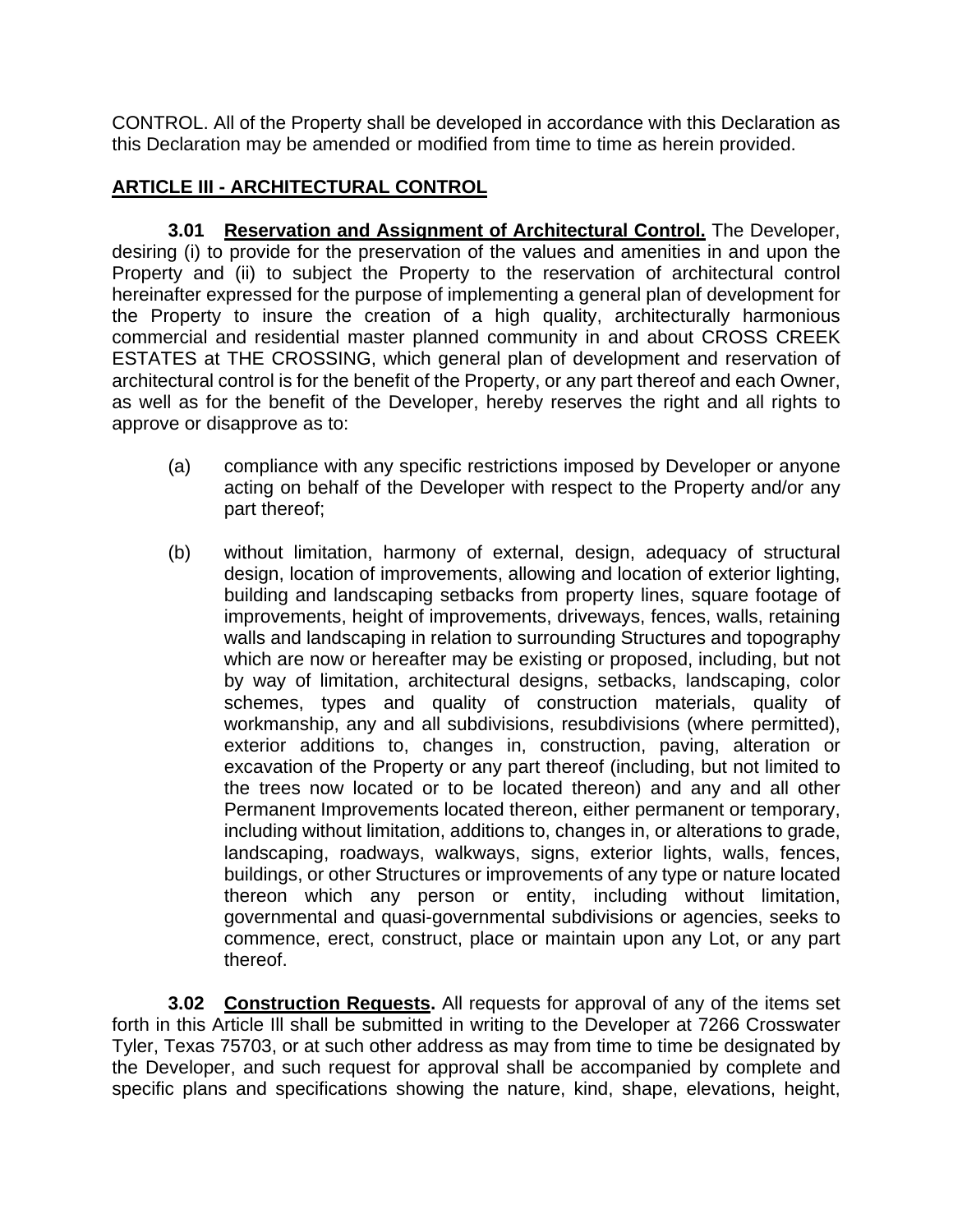CONTROL. All of the Property shall be developed in accordance with this Declaration as this Declaration may be amended or modified from time to time as herein provided.

## ARTICLE III - ARCHITECTURAL CONTROL

**3.01 Reservation and Assignment of Architectural Control.** The Developer, desiring (i) to provide for the preservation of the values and amenities in and upon the Property and (ii) to subject the Property to the reservation of architectural control hereinafter expressed for the purpose of implementing a general plan of development for the Property to insure the creation of a high quality, architecturally harmonious commercial and residential master planned community in and about CROSS CREEK ESTATES at THE CROSSING, which general plan of development and reservation of architectural control is for the benefit of the Property, or any part thereof and each Owner, as well as for the benefit of the Developer, hereby reserves the right and all rights to approve or disapprove as to:

(a) compliance with any specific restrictions imposed by Developer or anyone acting on behalf of the Developer with respect to the Property and/or any part thereof;

(b) without limitation, harmony of external, design, adequacy of structural design, location of improvements, allowing and location of exterior lighting, building and landscaping setbacks from property lines, square footage of improvements, height of improvements, driveways, fences, walls, retaining walls and landscaping in relation to surrounding Structures and topography which are now or hereafter may be existing or proposed, including, but not by way of limitation, architectural designs, setbacks, landscaping, color schemes, types and quality of construction materials, quality of workmanship, any and all subdivisions, resubdivisions (where permitted), exterior additions to, changes in, construction, paving, alteration or excavation of the Property or any part thereof (including, but not limited to the trees now located or to be located thereon) and any and all other Permanent Improvements located thereon, either permanent or temporary, including without limitation, additions to, changes in, or alterations to grade, landscaping, roadways, walkways, signs, exterior lights, walls, fences, buildings, or other Structures or improvements of any type or nature located thereon which any person or entity, including without limitation, governmental and quasi-governmental subdivisions or agencies, seeks to commence, erect, construct, place or maintain upon any Lot, or any part thereof.

**3.02 Construction Requests.** All requests for approval of any of the items set forth in this Article Ill shall be submitted in writing to the Developer at 7266 Crosswater Tyler, Texas 75703, or at such other address as may from time to time be designated by the Developer, and such request for approval shall be accompanied by complete and specific plans and specifications showing the nature, kind, shape, elevations, height,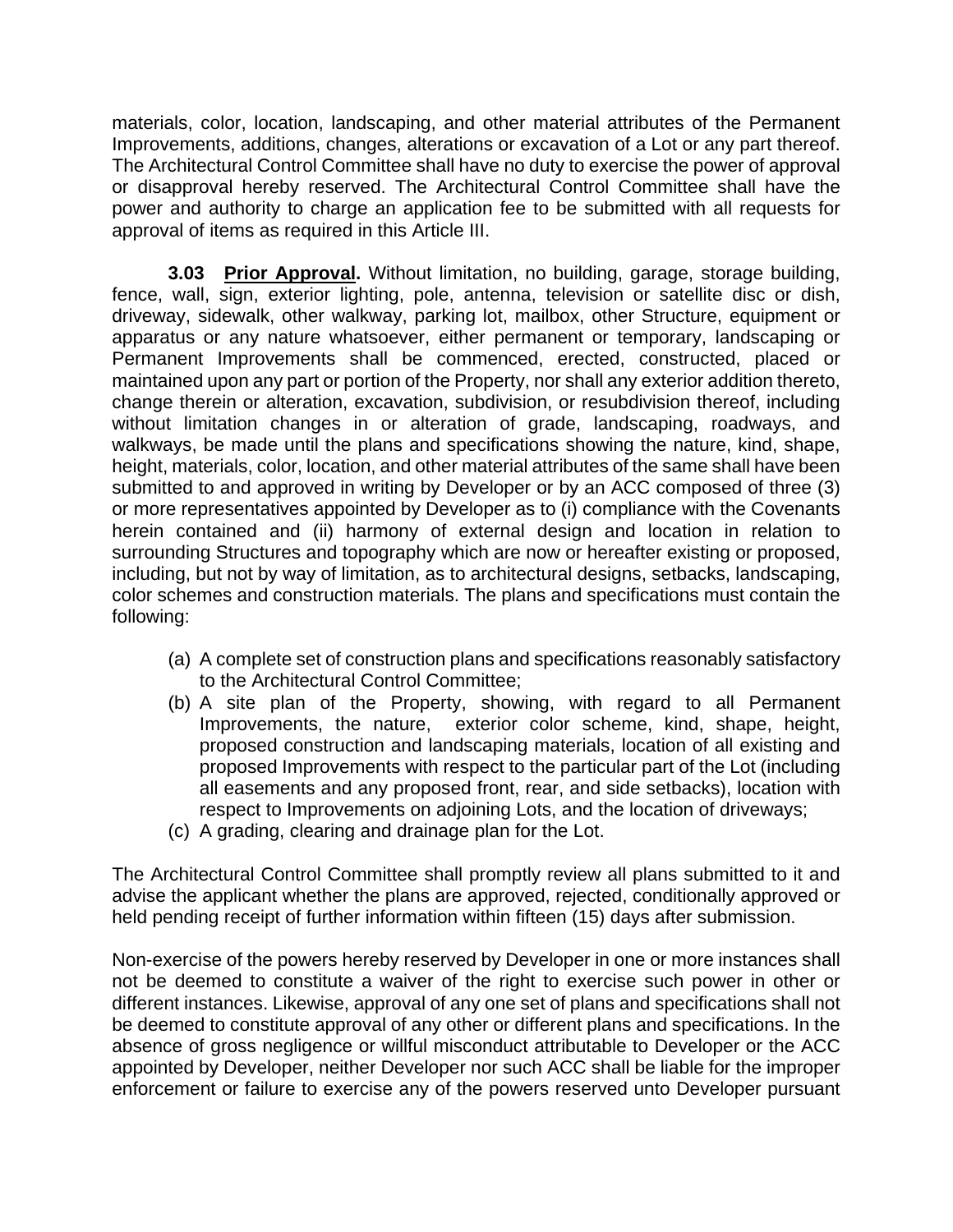materials, color, location, landscaping, and other material attributes of the Permanent Improvements, additions, changes, alterations or excavation of a Lot or any part thereof. The Architectural Control Committee shall have no duty to exercise the power of approval or disapproval hereby reserved. The Architectural Control Committee shall have the power and authority to charge an application fee to be submitted with all requests for approval of items as required in this Article III.

**3.03 Prior Approval.** Without limitation, no building, garage, storage building, fence, wall, sign, exterior lighting, pole, antenna, television or satellite disc or dish, driveway, sidewalk, other walkway, parking lot, mailbox, other Structure, equipment or apparatus or any nature whatsoever, either permanent or temporary, landscaping or Permanent Improvements shall be commenced, erected, constructed, placed or maintained upon any part or portion of the Property, nor shall any exterior addition thereto, change therein or alteration, excavation, subdivision, or resubdivision thereof, including without limitation changes in or alteration of grade, landscaping, roadways, and walkways, be made until the plans and specifications showing the nature, kind, shape, height, materials, color, location, and other material attributes of the same shall have been submitted to and approved in writing by Developer or by an ACC composed of three (3) or more representatives appointed by Developer as to (i) compliance with the Covenants herein contained and (ii) harmony of external design and location in relation to surrounding Structures and topography which are now or hereafter existing or proposed, including, but not by way of limitation, as to architectural designs, setbacks, landscaping, color schemes and construction materials. The plans and specifications must contain the following:

(a) A complete set of construction plans and specifications reasonably satisfactory to the Architectural Control Committee;
(b) A site plan of the Property, showing, with regard to all Permanent Improvements, the nature, exterior color scheme, kind, shape, height, proposed construction and landscaping materials, location of all existing and proposed Improvements with respect to the particular part of the Lot (including all easements and any proposed front, rear, and side setbacks), location with respect to Improvements on adjoining Lots, and the location of driveways;
(c) A grading, clearing and drainage plan for the Lot.

The Architectural Control Committee shall promptly review all plans submitted to it and advise the applicant whether the plans are approved, rejected, conditionally approved or held pending receipt of further information within fifteen (15) days after submission.

Non-exercise of the powers hereby reserved by Developer in one or more instances shall not be deemed to constitute a waiver of the right to exercise such power in other or different instances. Likewise, approval of any one set of plans and specifications shall not be deemed to constitute approval of any other or different plans and specifications. In the absence of gross negligence or willful misconduct attributable to Developer or the ACC appointed by Developer, neither Developer nor such ACC shall be liable for the improper enforcement or failure to exercise any of the powers reserved unto Developer pursuant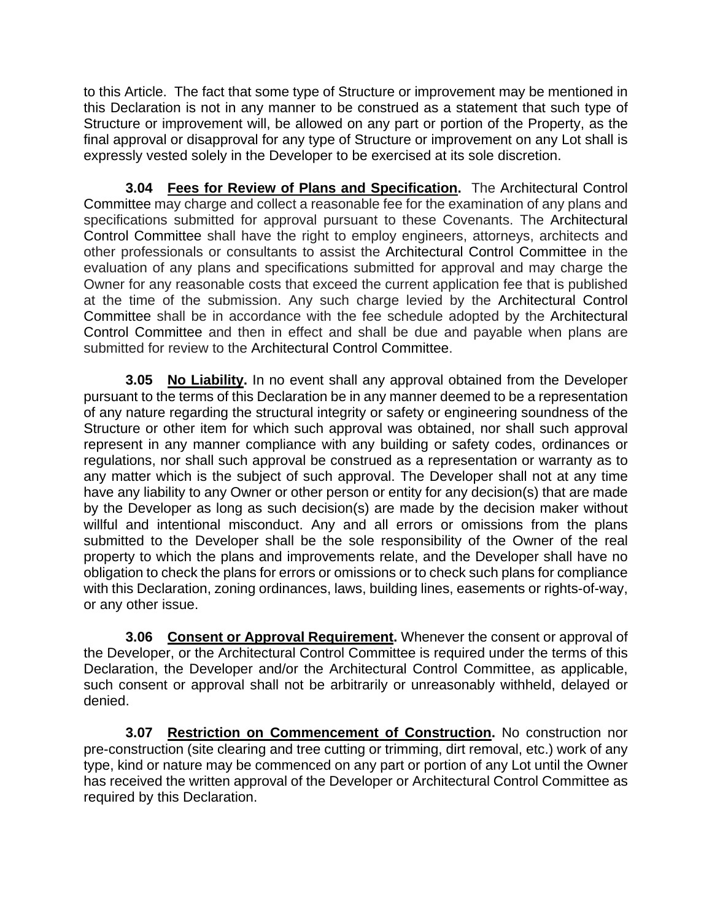to this Article. The fact that some type of Structure or improvement may be mentioned in this Declaration is not in any manner to be construed as a statement that such type of Structure or improvement will, be allowed on any part or portion of the Property, as the final approval or disapproval for any type of Structure or improvement on any Lot shall is expressly vested solely in the Developer to be exercised at its sole discretion.

**3.04 Fees for Review of Plans and Specification.** The Architectural Control Committee may charge and collect a reasonable fee for the examination of any plans and specifications submitted for approval pursuant to these Covenants. The Architectural Control Committee shall have the right to employ engineers, attorneys, architects and other professionals or consultants to assist the Architectural Control Committee in the evaluation of any plans and specifications submitted for approval and may charge the Owner for any reasonable costs that exceed the current application fee that is published at the time of the submission. Any such charge levied by the Architectural Control Committee shall be in accordance with the fee schedule adopted by the Architectural Control Committee and then in effect and shall be due and payable when plans are submitted for review to the Architectural Control Committee.

**3.05 No Liability.** In no event shall any approval obtained from the Developer pursuant to the terms of this Declaration be in any manner deemed to be a representation of any nature regarding the structural integrity or safety or engineering soundness of the Structure or other item for which such approval was obtained, nor shall such approval represent in any manner compliance with any building or safety codes, ordinances or regulations, nor shall such approval be construed as a representation or warranty as to any matter which is the subject of such approval. The Developer shall not at any time have any liability to any Owner or other person or entity for any decision(s) that are made by the Developer as long as such decision(s) are made by the decision maker without willful and intentional misconduct. Any and all errors or omissions from the plans submitted to the Developer shall be the sole responsibility of the Owner of the real property to which the plans and improvements relate, and the Developer shall have no obligation to check the plans for errors or omissions or to check such plans for compliance with this Declaration, zoning ordinances, laws, building lines, easements or rights-of-way, or any other issue.

**3.06 Consent or Approval Requirement.** Whenever the consent or approval of the Developer, or the Architectural Control Committee is required under the terms of this Declaration, the Developer and/or the Architectural Control Committee, as applicable, such consent or approval shall not be arbitrarily or unreasonably withheld, delayed or denied.

**3.07 Restriction on Commencement of Construction.** No construction nor pre-construction (site clearing and tree cutting or trimming, dirt removal, etc.) work of any type, kind or nature may be commenced on any part or portion of any Lot until the Owner has received the written approval of the Developer or Architectural Control Committee as required by this Declaration.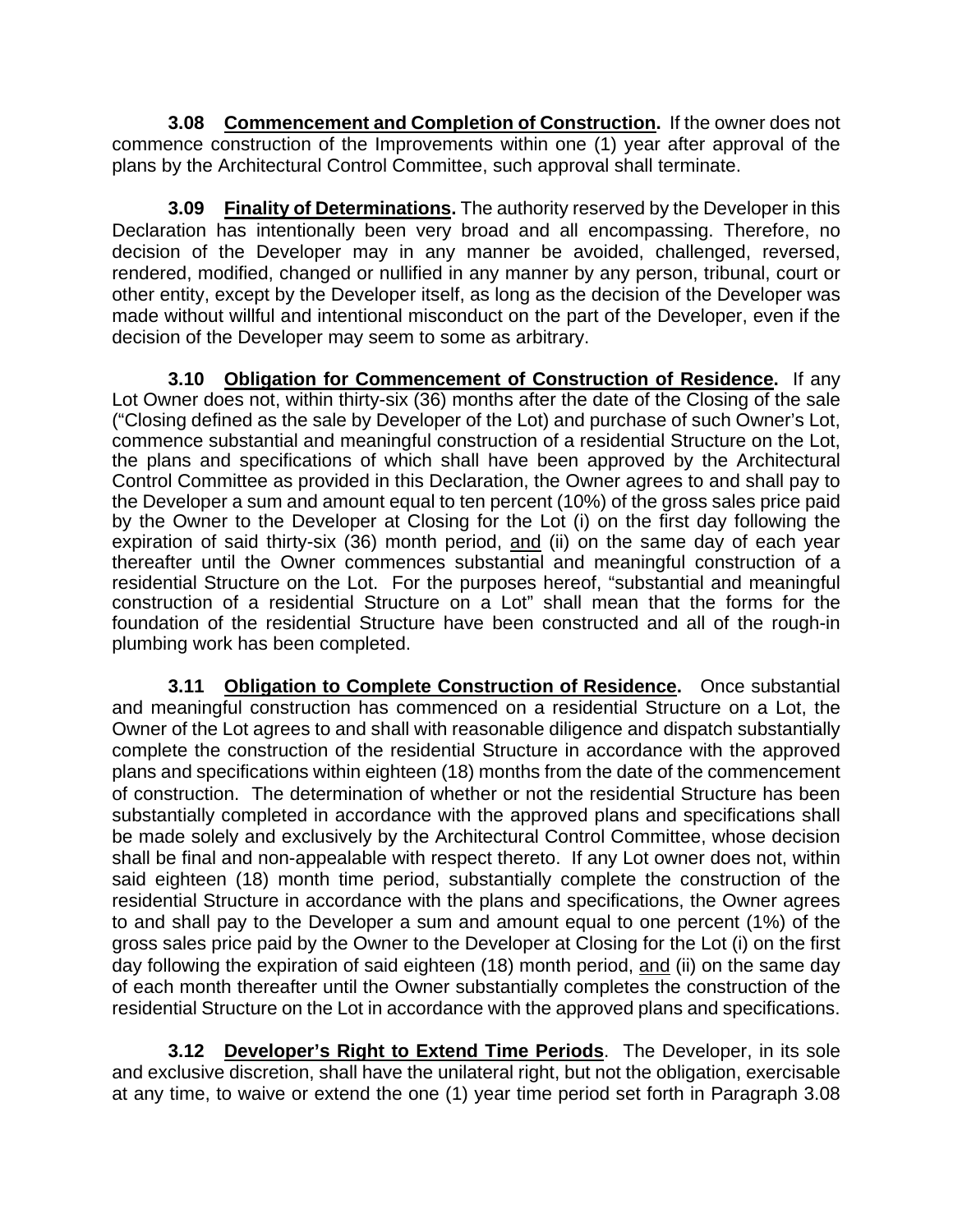**3.08 <u>Commencement and Completion of Construction</u>.** If the owner does not commence construction of the Improvements within one (1) year after approval of the plans by the Architectural Control Committee, such approval shall terminate.

**3.09 <u>Finality of Determinations</u>.** The authority reserved by the Developer in this Declaration has intentionally been very broad and all encompassing. Therefore, no decision of the Developer may in any manner be avoided, challenged, reversed, rendered, modified, changed or nullified in any manner by any person, tribunal, court or other entity, except by the Developer itself, as long as the decision of the Developer was made without willful and intentional misconduct on the part of the Developer, even if the decision of the Developer may seem to some as arbitrary.

**3.10 <u>Obligation for Commencement of Construction of Residence</u>.** If any Lot Owner does not, within thirty-six (36) months after the date of the Closing of the sale ("Closing defined as the sale by Developer of the Lot) and purchase of such Owner's Lot, commence substantial and meaningful construction of a residential Structure on the Lot, the plans and specifications of which shall have been approved by the Architectural Control Committee as provided in this Declaration, the Owner agrees to and shall pay to the Developer a sum and amount equal to ten percent (10%) of the gross sales price paid by the Owner to the Developer at Closing for the Lot (i) on the first day following the expiration of said thirty-six (36) month period, <u>and</u> (ii) on the same day of each year thereafter until the Owner commences substantial and meaningful construction of a residential Structure on the Lot. For the purposes hereof, "substantial and meaningful construction of a residential Structure on a Lot" shall mean that the forms for the foundation of the residential Structure have been constructed and all of the rough-in plumbing work has been completed.

**3.11 <u>Obligation to Complete Construction of Residence</u>.** Once substantial and meaningful construction has commenced on a residential Structure on a Lot, the Owner of the Lot agrees to and shall with reasonable diligence and dispatch substantially complete the construction of the residential Structure in accordance with the approved plans and specifications within eighteen (18) months from the date of the commencement of construction. The determination of whether or not the residential Structure has been substantially completed in accordance with the approved plans and specifications shall be made solely and exclusively by the Architectural Control Committee, whose decision shall be final and non-appealable with respect thereto. If any Lot owner does not, within said eighteen (18) month time period, substantially complete the construction of the residential Structure in accordance with the plans and specifications, the Owner agrees to and shall pay to the Developer a sum and amount equal to one percent (1%) of the gross sales price paid by the Owner to the Developer at Closing for the Lot (i) on the first day following the expiration of said eighteen (18) month period, <u>and</u> (ii) on the same day of each month thereafter until the Owner substantially completes the construction of the residential Structure on the Lot in accordance with the approved plans and specifications.

**3.12 <u>Developer's Right to Extend Time Periods</u>.** The Developer, in its sole and exclusive discretion, shall have the unilateral right, but not the obligation, exercisable at any time, to waive or extend the one (1) year time period set forth in Paragraph 3.08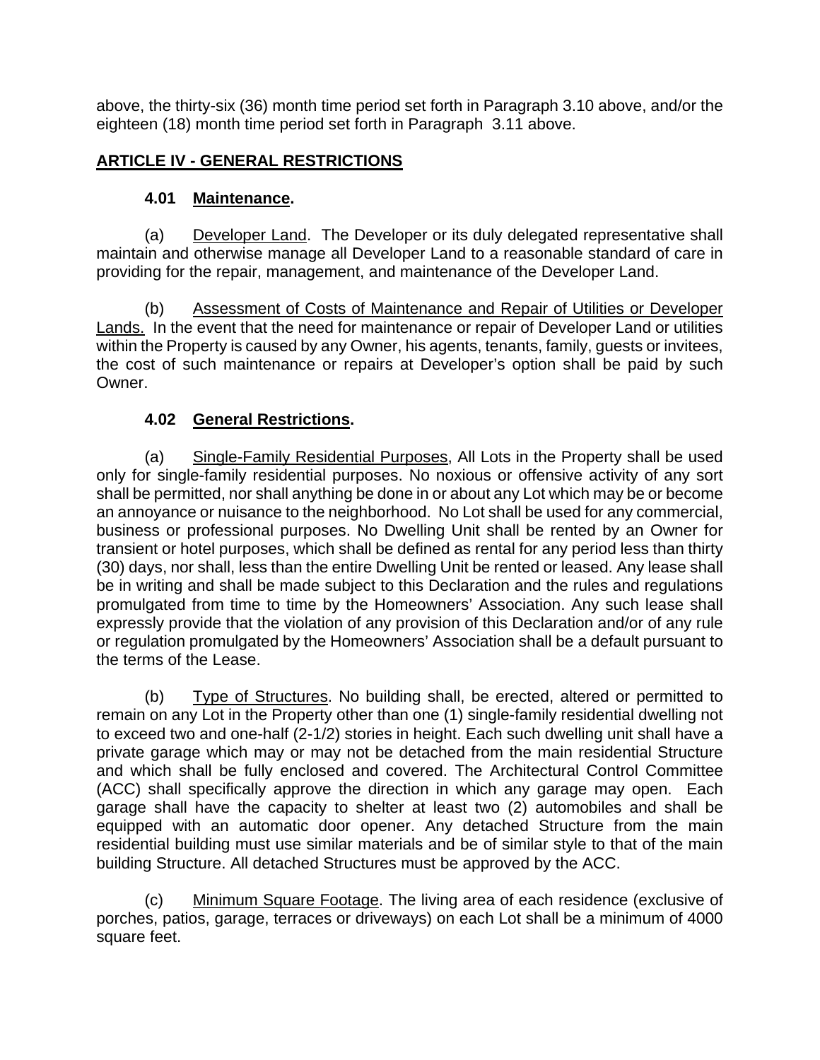above, the thirty-six (36) month time period set forth in Paragraph 3.10 above, and/or the eighteen (18) month time period set forth in Paragraph 3.11 above.

## ARTICLE IV - GENERAL RESTRICTIONS

### 4.01 Maintenance.

(a) Developer Land. The Developer or its duly delegated representative shall maintain and otherwise manage all Developer Land to a reasonable standard of care in providing for the repair, management, and maintenance of the Developer Land.

(b) Assessment of Costs of Maintenance and Repair of Utilities or Developer Lands. In the event that the need for maintenance or repair of Developer Land or utilities within the Property is caused by any Owner, his agents, tenants, family, guests or invitees, the cost of such maintenance or repairs at Developer's option shall be paid by such Owner.

### 4.02 General Restrictions.

(a) Single-Family Residential Purposes, All Lots in the Property shall be used only for single-family residential purposes. No noxious or offensive activity of any sort shall be permitted, nor shall anything be done in or about any Lot which may be or become an annoyance or nuisance to the neighborhood. No Lot shall be used for any commercial, business or professional purposes. No Dwelling Unit shall be rented by an Owner for transient or hotel purposes, which shall be defined as rental for any period less than thirty (30) days, nor shall, less than the entire Dwelling Unit be rented or leased. Any lease shall be in writing and shall be made subject to this Declaration and the rules and regulations promulgated from time to time by the Homeowners' Association. Any such lease shall expressly provide that the violation of any provision of this Declaration and/or of any rule or regulation promulgated by the Homeowners' Association shall be a default pursuant to the terms of the Lease.

(b) Type of Structures. No building shall, be erected, altered or permitted to remain on any Lot in the Property other than one (1) single-family residential dwelling not to exceed two and one-half (2-1/2) stories in height. Each such dwelling unit shall have a private garage which may or may not be detached from the main residential Structure and which shall be fully enclosed and covered. The Architectural Control Committee (ACC) shall specifically approve the direction in which any garage may open. Each garage shall have the capacity to shelter at least two (2) automobiles and shall be equipped with an automatic door opener. Any detached Structure from the main residential building must use similar materials and be of similar style to that of the main building Structure. All detached Structures must be approved by the ACC.

(c) Minimum Square Footage. The living area of each residence (exclusive of porches, patios, garage, terraces or driveways) on each Lot shall be a minimum of 4000 square feet.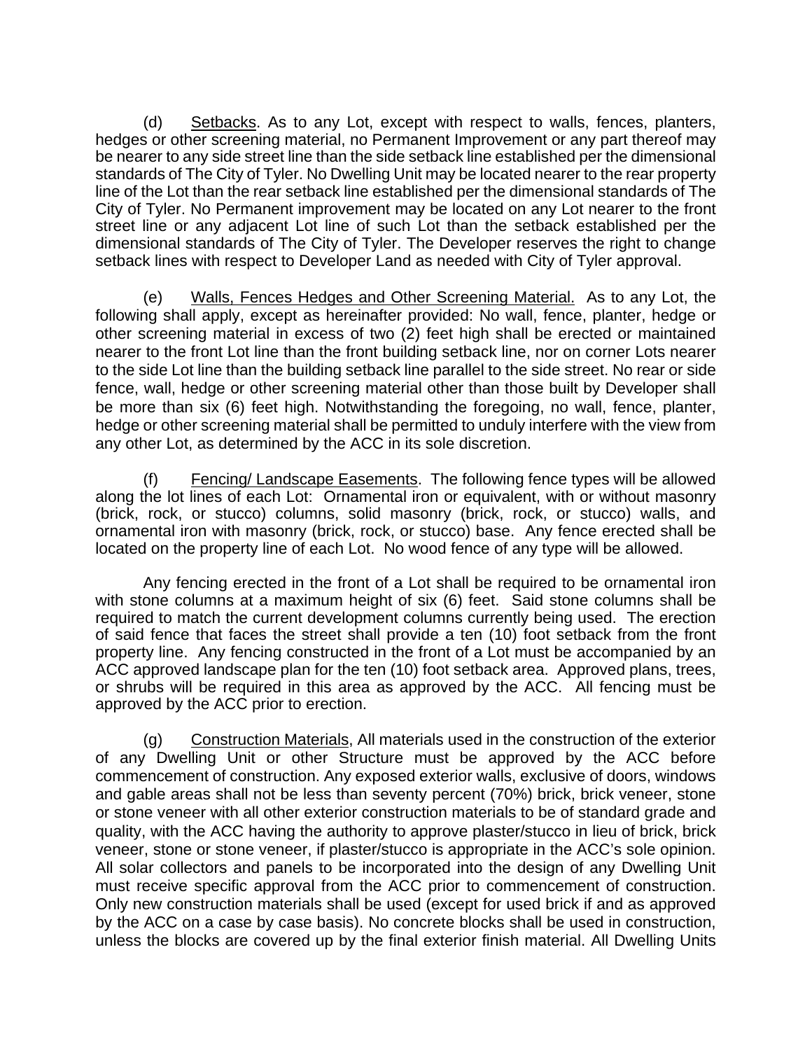(d) Setbacks. As to any Lot, except with respect to walls, fences, planters, hedges or other screening material, no Permanent Improvement or any part thereof may be nearer to any side street line than the side setback line established per the dimensional standards of The City of Tyler. No Dwelling Unit may be located nearer to the rear property line of the Lot than the rear setback line established per the dimensional standards of The City of Tyler. No Permanent improvement may be located on any Lot nearer to the front street line or any adjacent Lot line of such Lot than the setback established per the dimensional standards of The City of Tyler. The Developer reserves the right to change setback lines with respect to Developer Land as needed with City of Tyler approval.

(e) Walls, Fences Hedges and Other Screening Material. As to any Lot, the following shall apply, except as hereinafter provided: No wall, fence, planter, hedge or other screening material in excess of two (2) feet high shall be erected or maintained nearer to the front Lot line than the front building setback line, nor on corner Lots nearer to the side Lot line than the building setback line parallel to the side street. No rear or side fence, wall, hedge or other screening material other than those built by Developer shall be more than six (6) feet high. Notwithstanding the foregoing, no wall, fence, planter, hedge or other screening material shall be permitted to unduly interfere with the view from any other Lot, as determined by the ACC in its sole discretion.

(f) Fencing/ Landscape Easements. The following fence types will be allowed along the lot lines of each Lot: Ornamental iron or equivalent, with or without masonry (brick, rock, or stucco) columns, solid masonry (brick, rock, or stucco) walls, and ornamental iron with masonry (brick, rock, or stucco) base. Any fence erected shall be located on the property line of each Lot. No wood fence of any type will be allowed.

Any fencing erected in the front of a Lot shall be required to be ornamental iron with stone columns at a maximum height of six (6) feet. Said stone columns shall be required to match the current development columns currently being used. The erection of said fence that faces the street shall provide a ten (10) foot setback from the front property line. Any fencing constructed in the front of a Lot must be accompanied by an ACC approved landscape plan for the ten (10) foot setback area. Approved plans, trees, or shrubs will be required in this area as approved by the ACC. All fencing must be approved by the ACC prior to erection.

(g) Construction Materials, All materials used in the construction of the exterior of any Dwelling Unit or other Structure must be approved by the ACC before commencement of construction. Any exposed exterior walls, exclusive of doors, windows and gable areas shall not be less than seventy percent (70%) brick, brick veneer, stone or stone veneer with all other exterior construction materials to be of standard grade and quality, with the ACC having the authority to approve plaster/stucco in lieu of brick, brick veneer, stone or stone veneer, if plaster/stucco is appropriate in the ACC's sole opinion. All solar collectors and panels to be incorporated into the design of any Dwelling Unit must receive specific approval from the ACC prior to commencement of construction. Only new construction materials shall be used (except for used brick if and as approved by the ACC on a case by case basis). No concrete blocks shall be used in construction, unless the blocks are covered up by the final exterior finish material. All Dwelling Units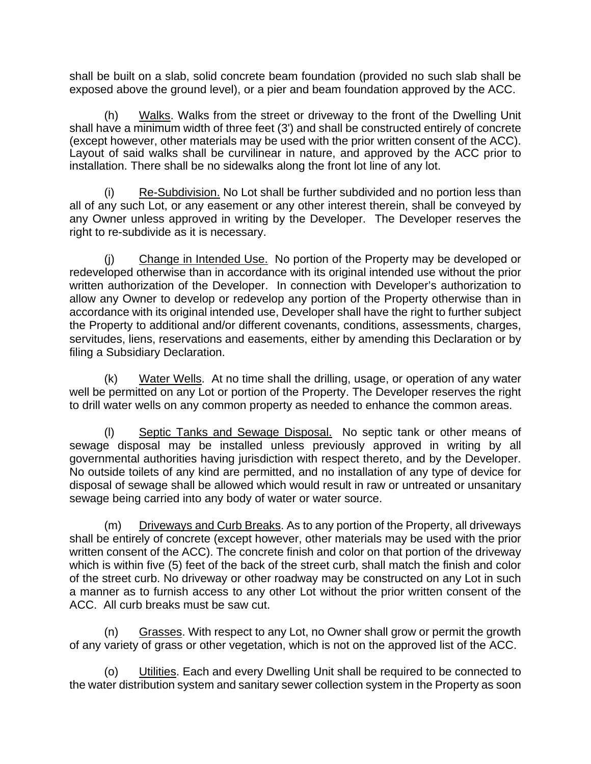shall be built on a slab, solid concrete beam foundation (provided no such slab shall be exposed above the ground level), or a pier and beam foundation approved by the ACC.

(h) Walks. Walks from the street or driveway to the front of the Dwelling Unit shall have a minimum width of three feet (3') and shall be constructed entirely of concrete (except however, other materials may be used with the prior written consent of the ACC). Layout of said walks shall be curvilinear in nature, and approved by the ACC prior to installation. There shall be no sidewalks along the front lot line of any lot.

(i) Re-Subdivision. No Lot shall be further subdivided and no portion less than all of any such Lot, or any easement or any other interest therein, shall be conveyed by any Owner unless approved in writing by the Developer. The Developer reserves the right to re-subdivide as it is necessary.

(j) Change in Intended Use. No portion of the Property may be developed or redeveloped otherwise than in accordance with its original intended use without the prior written authorization of the Developer. In connection with Developer's authorization to allow any Owner to develop or redevelop any portion of the Property otherwise than in accordance with its original intended use, Developer shall have the right to further subject the Property to additional and/or different covenants, conditions, assessments, charges, servitudes, liens, reservations and easements, either by amending this Declaration or by filing a Subsidiary Declaration.

(k) Water Wells. At no time shall the drilling, usage, or operation of any water well be permitted on any Lot or portion of the Property. The Developer reserves the right to drill water wells on any common property as needed to enhance the common areas.

(l) Septic Tanks and Sewage Disposal. No septic tank or other means of sewage disposal may be installed unless previously approved in writing by all governmental authorities having jurisdiction with respect thereto, and by the Developer. No outside toilets of any kind are permitted, and no installation of any type of device for disposal of sewage shall be allowed which would result in raw or untreated or unsanitary sewage being carried into any body of water or water source.

(m) Driveways and Curb Breaks. As to any portion of the Property, all driveways shall be entirely of concrete (except however, other materials may be used with the prior written consent of the ACC). The concrete finish and color on that portion of the driveway which is within five (5) feet of the back of the street curb, shall match the finish and color of the street curb. No driveway or other roadway may be constructed on any Lot in such a manner as to furnish access to any other Lot without the prior written consent of the ACC. All curb breaks must be saw cut.

(n) Grasses. With respect to any Lot, no Owner shall grow or permit the growth of any variety of grass or other vegetation, which is not on the approved list of the ACC.

(o) Utilities. Each and every Dwelling Unit shall be required to be connected to the water distribution system and sanitary sewer collection system in the Property as soon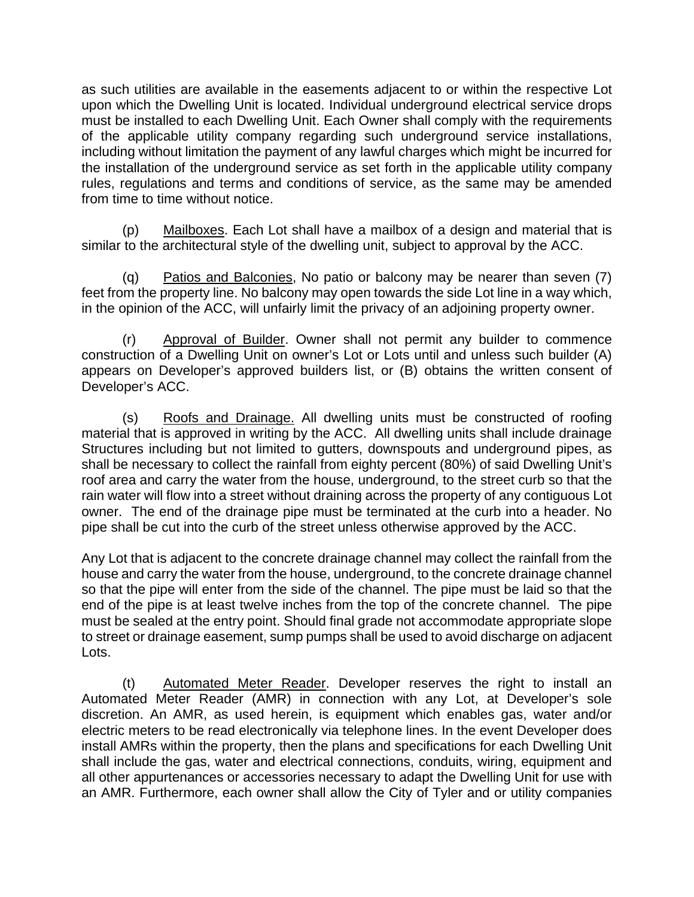as such utilities are available in the easements adjacent to or within the respective Lot upon which the Dwelling Unit is located. Individual underground electrical service drops must be installed to each Dwelling Unit. Each Owner shall comply with the requirements of the applicable utility company regarding such underground service installations, including without limitation the payment of any lawful charges which might be incurred for the installation of the underground service as set forth in the applicable utility company rules, regulations and terms and conditions of service, as the same may be amended from time to time without notice.

(p) Mailboxes. Each Lot shall have a mailbox of a design and material that is similar to the architectural style of the dwelling unit, subject to approval by the ACC.

(q) Patios and Balconies, No patio or balcony may be nearer than seven (7) feet from the property line. No balcony may open towards the side Lot line in a way which, in the opinion of the ACC, will unfairly limit the privacy of an adjoining property owner.

(r) Approval of Builder. Owner shall not permit any builder to commence construction of a Dwelling Unit on owner's Lot or Lots until and unless such builder (A) appears on Developer's approved builders list, or (B) obtains the written consent of Developer's ACC.

(s) Roofs and Drainage. All dwelling units must be constructed of roofing material that is approved in writing by the ACC. All dwelling units shall include drainage Structures including but not limited to gutters, downspouts and underground pipes, as shall be necessary to collect the rainfall from eighty percent (80%) of said Dwelling Unit's roof area and carry the water from the house, underground, to the street curb so that the rain water will flow into a street without draining across the property of any contiguous Lot owner. The end of the drainage pipe must be terminated at the curb into a header. No pipe shall be cut into the curb of the street unless otherwise approved by the ACC.

Any Lot that is adjacent to the concrete drainage channel may collect the rainfall from the house and carry the water from the house, underground, to the concrete drainage channel so that the pipe will enter from the side of the channel. The pipe must be laid so that the end of the pipe is at least twelve inches from the top of the concrete channel. The pipe must be sealed at the entry point. Should final grade not accommodate appropriate slope to street or drainage easement, sump pumps shall be used to avoid discharge on adjacent Lots.

(t) Automated Meter Reader. Developer reserves the right to install an Automated Meter Reader (AMR) in connection with any Lot, at Developer's sole discretion. An AMR, as used herein, is equipment which enables gas, water and/or electric meters to be read electronically via telephone lines. In the event Developer does install AMRs within the property, then the plans and specifications for each Dwelling Unit shall include the gas, water and electrical connections, conduits, wiring, equipment and all other appurtenances or accessories necessary to adapt the Dwelling Unit for use with an AMR. Furthermore, each owner shall allow the City of Tyler and or utility companies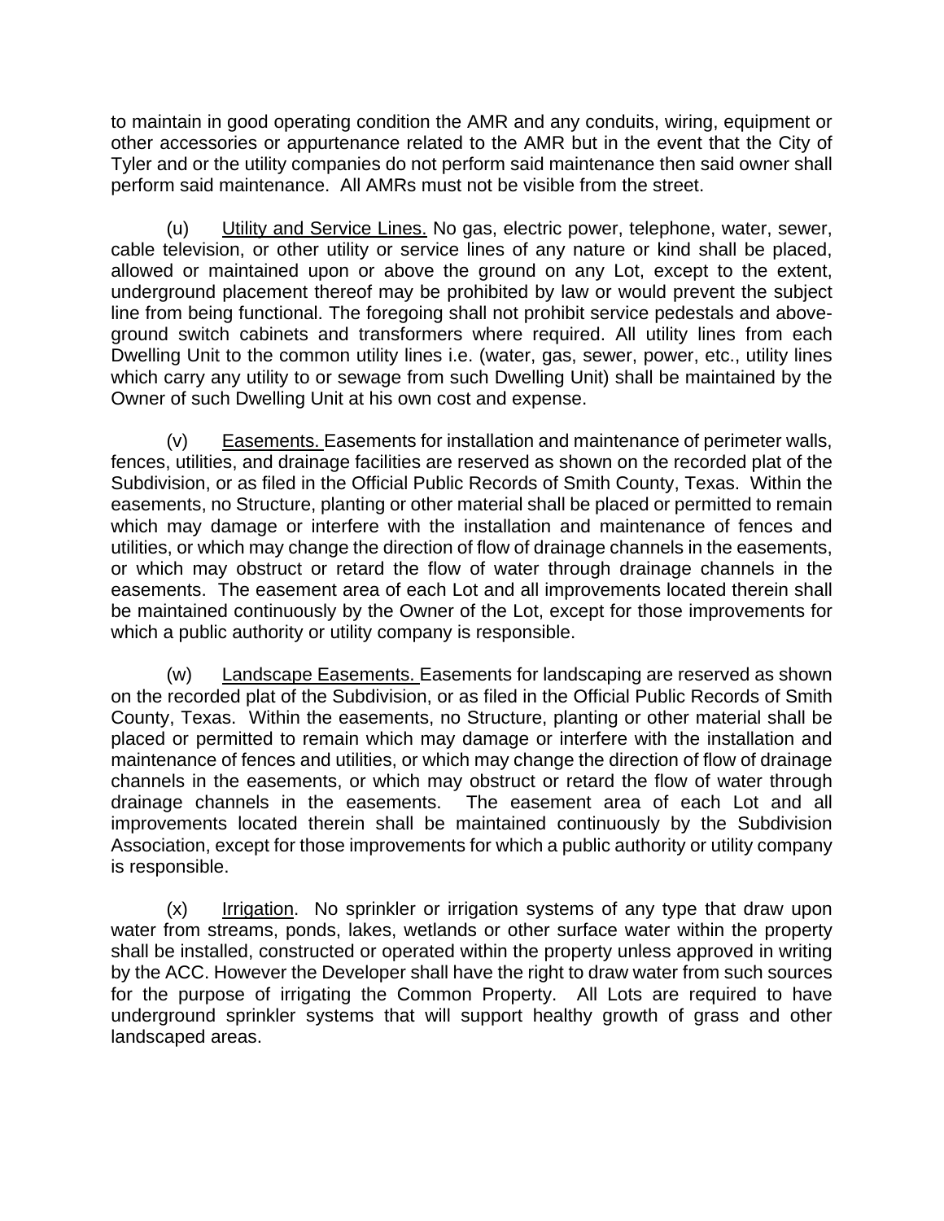to maintain in good operating condition the AMR and any conduits, wiring, equipment or other accessories or appurtenance related to the AMR but in the event that the City of Tyler and or the utility companies do not perform said maintenance then said owner shall perform said maintenance. All AMRs must not be visible from the street.

(u) Utility and Service Lines. No gas, electric power, telephone, water, sewer, cable television, or other utility or service lines of any nature or kind shall be placed, allowed or maintained upon or above the ground on any Lot, except to the extent, underground placement thereof may be prohibited by law or would prevent the subject line from being functional. The foregoing shall not prohibit service pedestals and above-ground switch cabinets and transformers where required. All utility lines from each Dwelling Unit to the common utility lines i.e. (water, gas, sewer, power, etc., utility lines which carry any utility to or sewage from such Dwelling Unit) shall be maintained by the Owner of such Dwelling Unit at his own cost and expense.

(v) Easements. Easements for installation and maintenance of perimeter walls, fences, utilities, and drainage facilities are reserved as shown on the recorded plat of the Subdivision, or as filed in the Official Public Records of Smith County, Texas. Within the easements, no Structure, planting or other material shall be placed or permitted to remain which may damage or interfere with the installation and maintenance of fences and utilities, or which may change the direction of flow of drainage channels in the easements, or which may obstruct or retard the flow of water through drainage channels in the easements. The easement area of each Lot and all improvements located therein shall be maintained continuously by the Owner of the Lot, except for those improvements for which a public authority or utility company is responsible.

(w) Landscape Easements. Easements for landscaping are reserved as shown on the recorded plat of the Subdivision, or as filed in the Official Public Records of Smith County, Texas. Within the easements, no Structure, planting or other material shall be placed or permitted to remain which may damage or interfere with the installation and maintenance of fences and utilities, or which may change the direction of flow of drainage channels in the easements, or which may obstruct or retard the flow of water through drainage channels in the easements. The easement area of each Lot and all improvements located therein shall be maintained continuously by the Subdivision Association, except for those improvements for which a public authority or utility company is responsible.

(x) Irrigation. No sprinkler or irrigation systems of any type that draw upon water from streams, ponds, lakes, wetlands or other surface water within the property shall be installed, constructed or operated within the property unless approved in writing by the ACC. However the Developer shall have the right to draw water from such sources for the purpose of irrigating the Common Property. All Lots are required to have underground sprinkler systems that will support healthy growth of grass and other landscaped areas.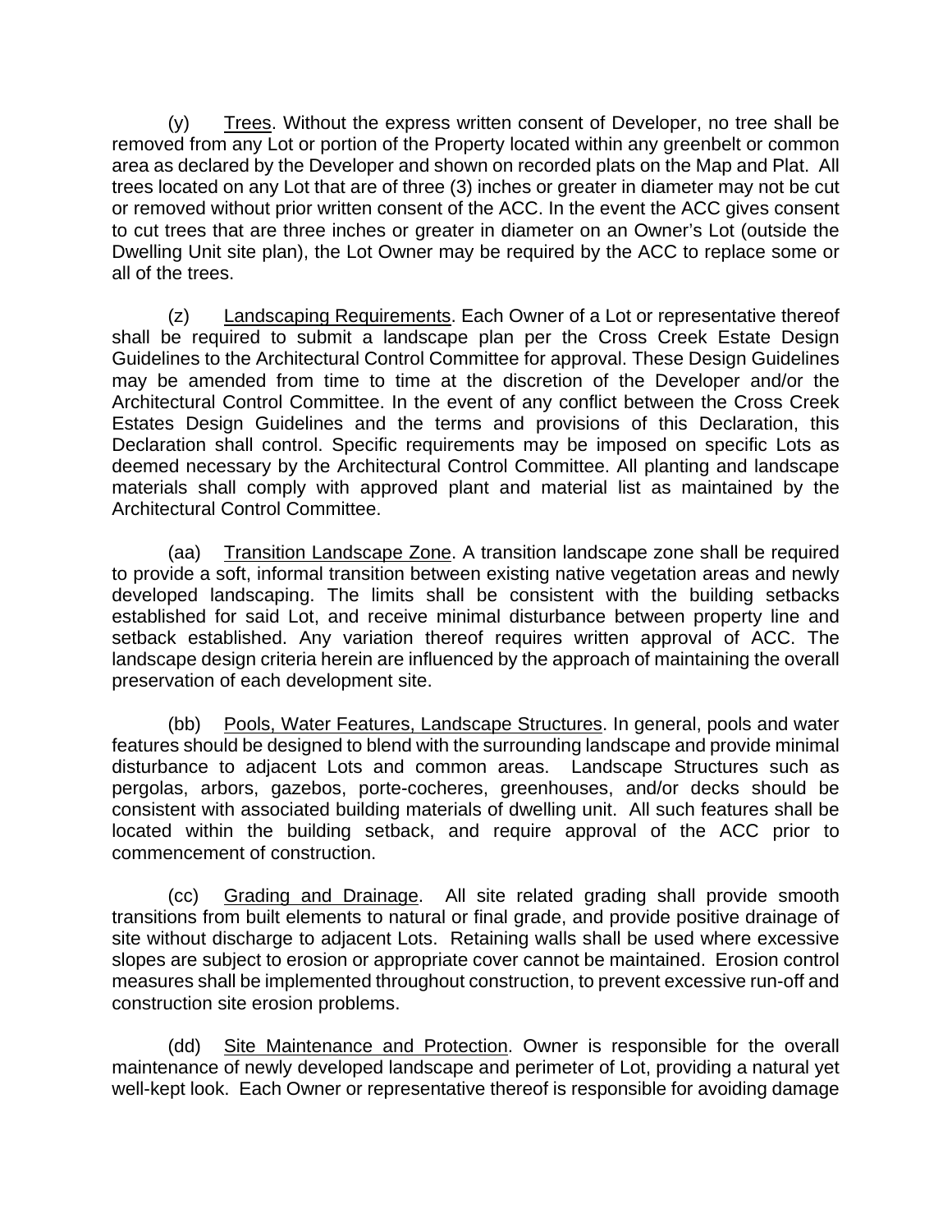(y) Trees. Without the express written consent of Developer, no tree shall be removed from any Lot or portion of the Property located within any greenbelt or common area as declared by the Developer and shown on recorded plats on the Map and Plat. All trees located on any Lot that are of three (3) inches or greater in diameter may not be cut or removed without prior written consent of the ACC. In the event the ACC gives consent to cut trees that are three inches or greater in diameter on an Owner's Lot (outside the Dwelling Unit site plan), the Lot Owner may be required by the ACC to replace some or all of the trees.

(z) Landscaping Requirements. Each Owner of a Lot or representative thereof shall be required to submit a landscape plan per the Cross Creek Estate Design Guidelines to the Architectural Control Committee for approval. These Design Guidelines may be amended from time to time at the discretion of the Developer and/or the Architectural Control Committee. In the event of any conflict between the Cross Creek Estates Design Guidelines and the terms and provisions of this Declaration, this Declaration shall control. Specific requirements may be imposed on specific Lots as deemed necessary by the Architectural Control Committee. All planting and landscape materials shall comply with approved plant and material list as maintained by the Architectural Control Committee.

(aa) Transition Landscape Zone. A transition landscape zone shall be required to provide a soft, informal transition between existing native vegetation areas and newly developed landscaping. The limits shall be consistent with the building setbacks established for said Lot, and receive minimal disturbance between property line and setback established. Any variation thereof requires written approval of ACC. The landscape design criteria herein are influenced by the approach of maintaining the overall preservation of each development site.

(bb) Pools, Water Features, Landscape Structures. In general, pools and water features should be designed to blend with the surrounding landscape and provide minimal disturbance to adjacent Lots and common areas. Landscape Structures such as pergolas, arbors, gazebos, porte-cocheres, greenhouses, and/or decks should be consistent with associated building materials of dwelling unit. All such features shall be located within the building setback, and require approval of the ACC prior to commencement of construction.

(cc) Grading and Drainage. All site related grading shall provide smooth transitions from built elements to natural or final grade, and provide positive drainage of site without discharge to adjacent Lots. Retaining walls shall be used where excessive slopes are subject to erosion or appropriate cover cannot be maintained. Erosion control measures shall be implemented throughout construction, to prevent excessive run-off and construction site erosion problems.

(dd) Site Maintenance and Protection. Owner is responsible for the overall maintenance of newly developed landscape and perimeter of Lot, providing a natural yet well-kept look. Each Owner or representative thereof is responsible for avoiding damage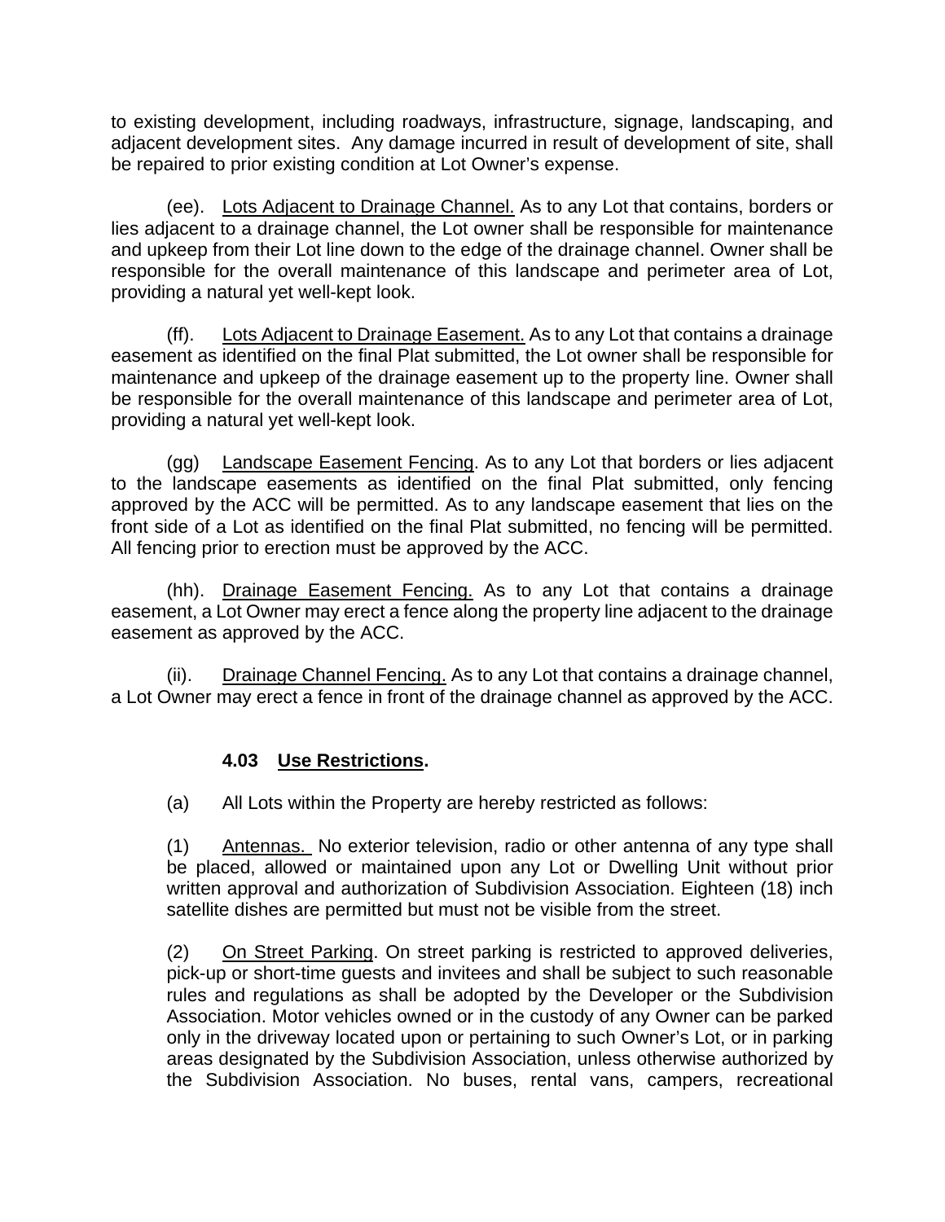to existing development, including roadways, infrastructure, signage, landscaping, and adjacent development sites. Any damage incurred in result of development of site, shall be repaired to prior existing condition at Lot Owner's expense.

(ee). Lots Adjacent to Drainage Channel. As to any Lot that contains, borders or lies adjacent to a drainage channel, the Lot owner shall be responsible for maintenance and upkeep from their Lot line down to the edge of the drainage channel. Owner shall be responsible for the overall maintenance of this landscape and perimeter area of Lot, providing a natural yet well-kept look.

(ff). Lots Adjacent to Drainage Easement. As to any Lot that contains a drainage easement as identified on the final Plat submitted, the Lot owner shall be responsible for maintenance and upkeep of the drainage easement up to the property line. Owner shall be responsible for the overall maintenance of this landscape and perimeter area of Lot, providing a natural yet well-kept look.

(gg) Landscape Easement Fencing. As to any Lot that borders or lies adjacent to the landscape easements as identified on the final Plat submitted, only fencing approved by the ACC will be permitted. As to any landscape easement that lies on the front side of a Lot as identified on the final Plat submitted, no fencing will be permitted. All fencing prior to erection must be approved by the ACC.

(hh). Drainage Easement Fencing. As to any Lot that contains a drainage easement, a Lot Owner may erect a fence along the property line adjacent to the drainage easement as approved by the ACC.

(ii). Drainage Channel Fencing. As to any Lot that contains a drainage channel, a Lot Owner may erect a fence in front of the drainage channel as approved by the ACC.

**4.03 Use Restrictions.**

(a) All Lots within the Property are hereby restricted as follows:

(1) Antennas. No exterior television, radio or other antenna of any type shall be placed, allowed or maintained upon any Lot or Dwelling Unit without prior written approval and authorization of Subdivision Association. Eighteen (18) inch satellite dishes are permitted but must not be visible from the street.

(2) On Street Parking. On street parking is restricted to approved deliveries, pick-up or short-time guests and invitees and shall be subject to such reasonable rules and regulations as shall be adopted by the Developer or the Subdivision Association. Motor vehicles owned or in the custody of any Owner can be parked only in the driveway located upon or pertaining to such Owner's Lot, or in parking areas designated by the Subdivision Association, unless otherwise authorized by the Subdivision Association. No buses, rental vans, campers, recreational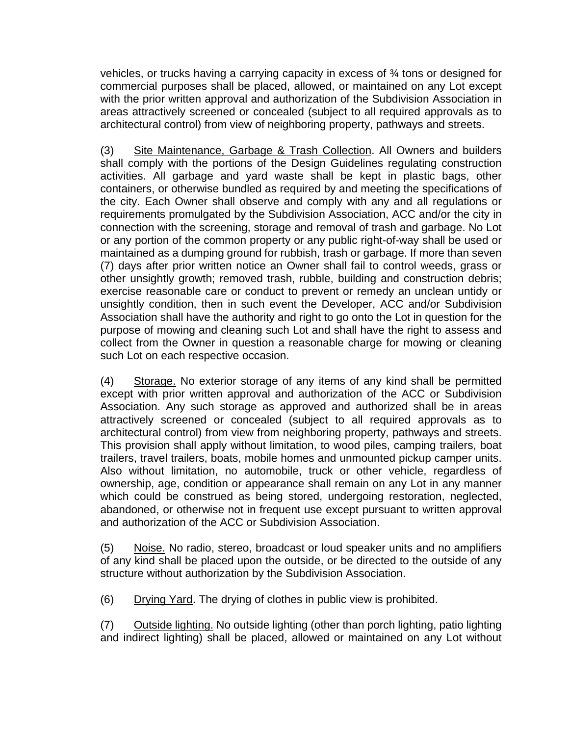vehicles, or trucks having a carrying capacity in excess of ¾ tons or designed for commercial purposes shall be placed, allowed, or maintained on any Lot except with the prior written approval and authorization of the Subdivision Association in areas attractively screened or concealed (subject to all required approvals as to architectural control) from view of neighboring property, pathways and streets.

(3) Site Maintenance, Garbage & Trash Collection. All Owners and builders shall comply with the portions of the Design Guidelines regulating construction activities. All garbage and yard waste shall be kept in plastic bags, other containers, or otherwise bundled as required by and meeting the specifications of the city. Each Owner shall observe and comply with any and all regulations or requirements promulgated by the Subdivision Association, ACC and/or the city in connection with the screening, storage and removal of trash and garbage. No Lot or any portion of the common property or any public right-of-way shall be used or maintained as a dumping ground for rubbish, trash or garbage. If more than seven (7) days after prior written notice an Owner shall fail to control weeds, grass or other unsightly growth; removed trash, rubble, building and construction debris; exercise reasonable care or conduct to prevent or remedy an unclean untidy or unsightly condition, then in such event the Developer, ACC and/or Subdivision Association shall have the authority and right to go onto the Lot in question for the purpose of mowing and cleaning such Lot and shall have the right to assess and collect from the Owner in question a reasonable charge for mowing or cleaning such Lot on each respective occasion.

(4) Storage. No exterior storage of any items of any kind shall be permitted except with prior written approval and authorization of the ACC or Subdivision Association. Any such storage as approved and authorized shall be in areas attractively screened or concealed (subject to all required approvals as to architectural control) from view from neighboring property, pathways and streets. This provision shall apply without limitation, to wood piles, camping trailers, boat trailers, travel trailers, boats, mobile homes and unmounted pickup camper units. Also without limitation, no automobile, truck or other vehicle, regardless of ownership, age, condition or appearance shall remain on any Lot in any manner which could be construed as being stored, undergoing restoration, neglected, abandoned, or otherwise not in frequent use except pursuant to written approval and authorization of the ACC or Subdivision Association.

(5) Noise. No radio, stereo, broadcast or loud speaker units and no amplifiers of any kind shall be placed upon the outside, or be directed to the outside of any structure without authorization by the Subdivision Association.

(6) Drying Yard. The drying of clothes in public view is prohibited.

(7) Outside lighting. No outside lighting (other than porch lighting, patio lighting and indirect lighting) shall be placed, allowed or maintained on any Lot without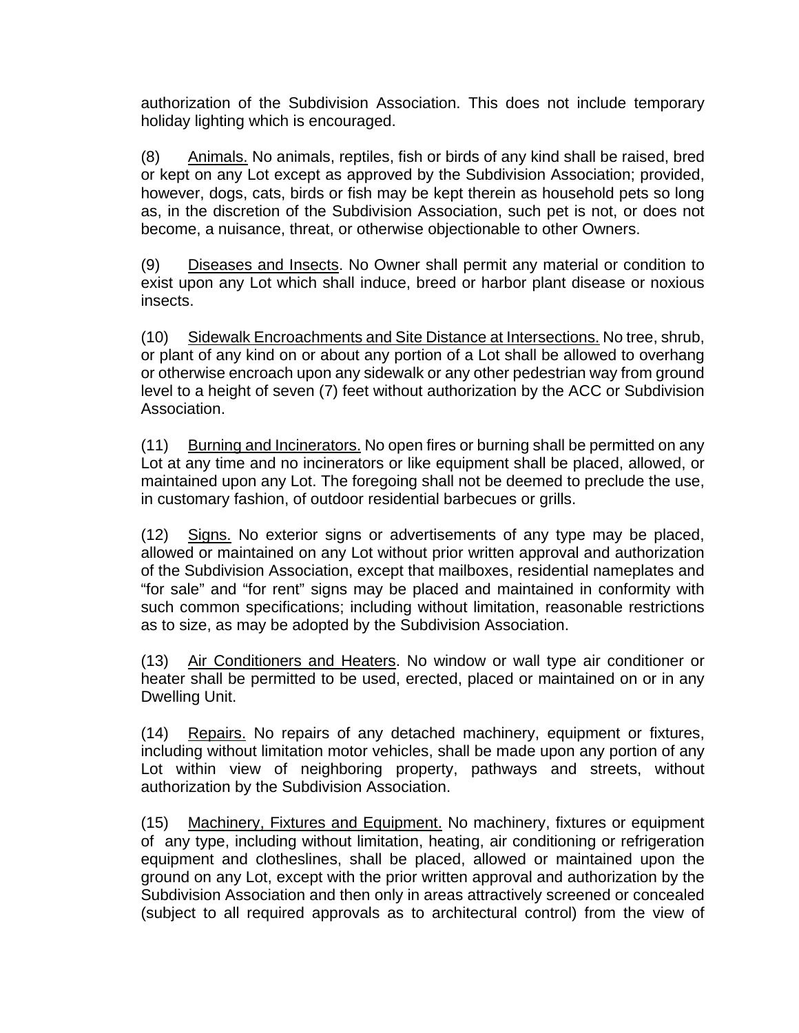authorization of the Subdivision Association. This does not include temporary holiday lighting which is encouraged.

(8) Animals. No animals, reptiles, fish or birds of any kind shall be raised, bred or kept on any Lot except as approved by the Subdivision Association; provided, however, dogs, cats, birds or fish may be kept therein as household pets so long as, in the discretion of the Subdivision Association, such pet is not, or does not become, a nuisance, threat, or otherwise objectionable to other Owners.

(9) Diseases and Insects. No Owner shall permit any material or condition to exist upon any Lot which shall induce, breed or harbor plant disease or noxious insects.

(10) Sidewalk Encroachments and Site Distance at Intersections. No tree, shrub, or plant of any kind on or about any portion of a Lot shall be allowed to overhang or otherwise encroach upon any sidewalk or any other pedestrian way from ground level to a height of seven (7) feet without authorization by the ACC or Subdivision Association.

(11) Burning and Incinerators. No open fires or burning shall be permitted on any Lot at any time and no incinerators or like equipment shall be placed, allowed, or maintained upon any Lot. The foregoing shall not be deemed to preclude the use, in customary fashion, of outdoor residential barbecues or grills.

(12) Signs. No exterior signs or advertisements of any type may be placed, allowed or maintained on any Lot without prior written approval and authorization of the Subdivision Association, except that mailboxes, residential nameplates and "for sale" and "for rent" signs may be placed and maintained in conformity with such common specifications; including without limitation, reasonable restrictions as to size, as may be adopted by the Subdivision Association.

(13) Air Conditioners and Heaters. No window or wall type air conditioner or heater shall be permitted to be used, erected, placed or maintained on or in any Dwelling Unit.

(14) Repairs. No repairs of any detached machinery, equipment or fixtures, including without limitation motor vehicles, shall be made upon any portion of any Lot within view of neighboring property, pathways and streets, without authorization by the Subdivision Association.

(15) Machinery, Fixtures and Equipment. No machinery, fixtures or equipment of any type, including without limitation, heating, air conditioning or refrigeration equipment and clotheslines, shall be placed, allowed or maintained upon the ground on any Lot, except with the prior written approval and authorization by the Subdivision Association and then only in areas attractively screened or concealed (subject to all required approvals as to architectural control) from the view of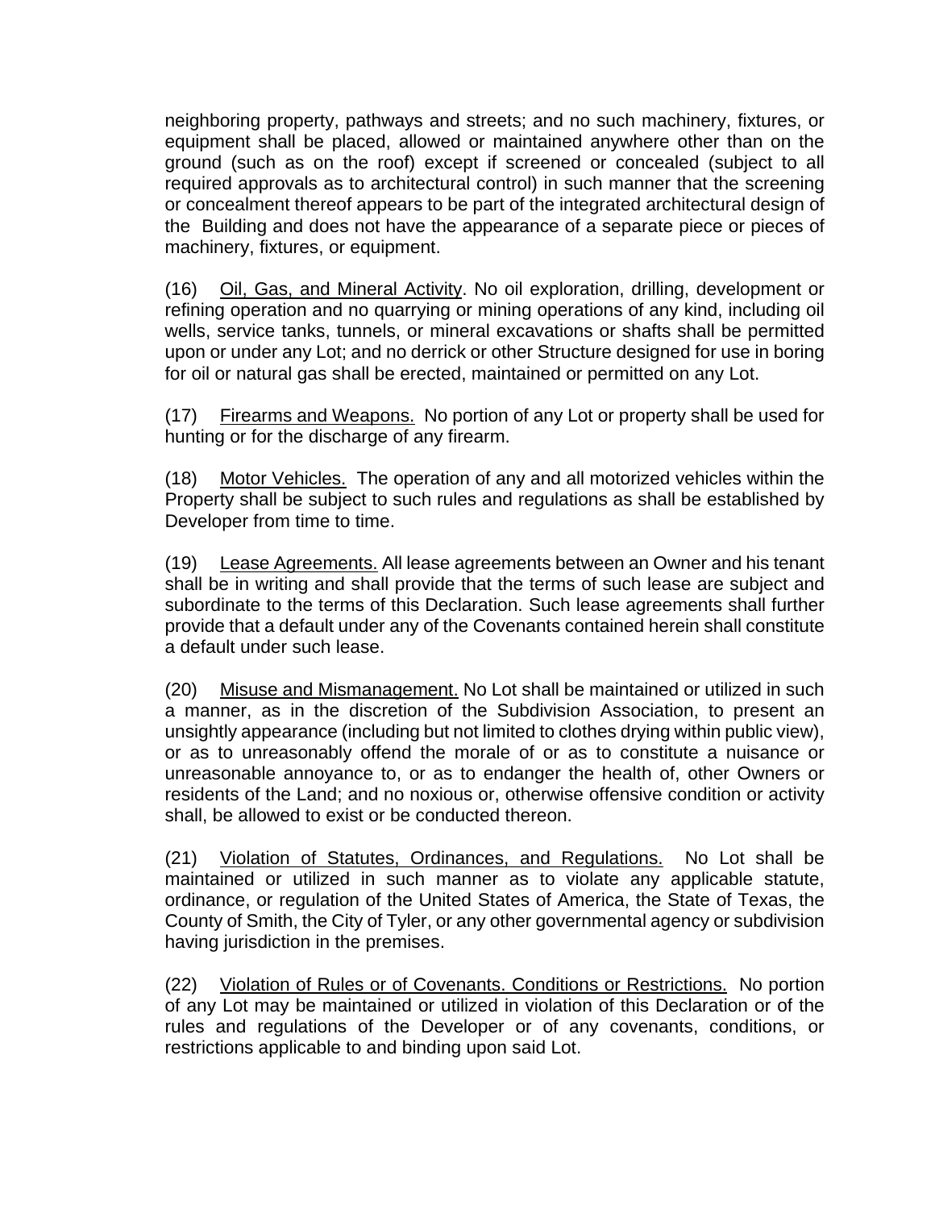neighboring property, pathways and streets; and no such machinery, fixtures, or equipment shall be placed, allowed or maintained anywhere other than on the ground (such as on the roof) except if screened or concealed (subject to all required approvals as to architectural control) in such manner that the screening or concealment thereof appears to be part of the integrated architectural design of the Building and does not have the appearance of a separate piece or pieces of machinery, fixtures, or equipment.

(16) Oil, Gas, and Mineral Activity. No oil exploration, drilling, development or refining operation and no quarrying or mining operations of any kind, including oil wells, service tanks, tunnels, or mineral excavations or shafts shall be permitted upon or under any Lot; and no derrick or other Structure designed for use in boring for oil or natural gas shall be erected, maintained or permitted on any Lot.

(17) Firearms and Weapons. No portion of any Lot or property shall be used for hunting or for the discharge of any firearm.

(18) Motor Vehicles. The operation of any and all motorized vehicles within the Property shall be subject to such rules and regulations as shall be established by Developer from time to time.

(19) Lease Agreements. All lease agreements between an Owner and his tenant shall be in writing and shall provide that the terms of such lease are subject and subordinate to the terms of this Declaration. Such lease agreements shall further provide that a default under any of the Covenants contained herein shall constitute a default under such lease.

(20) Misuse and Mismanagement. No Lot shall be maintained or utilized in such a manner, as in the discretion of the Subdivision Association, to present an unsightly appearance (including but not limited to clothes drying within public view), or as to unreasonably offend the morale of or as to constitute a nuisance or unreasonable annoyance to, or as to endanger the health of, other Owners or residents of the Land; and no noxious or, otherwise offensive condition or activity shall, be allowed to exist or be conducted thereon.

(21) Violation of Statutes, Ordinances, and Regulations. No Lot shall be maintained or utilized in such manner as to violate any applicable statute, ordinance, or regulation of the United States of America, the State of Texas, the County of Smith, the City of Tyler, or any other governmental agency or subdivision having jurisdiction in the premises.

(22) Violation of Rules or of Covenants. Conditions or Restrictions. No portion of any Lot may be maintained or utilized in violation of this Declaration or of the rules and regulations of the Developer or of any covenants, conditions, or restrictions applicable to and binding upon said Lot.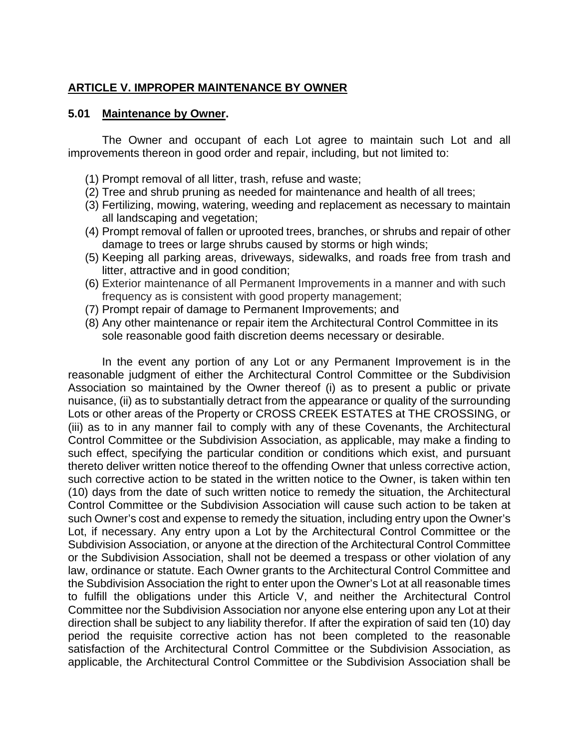## ARTICLE V. IMPROPER MAINTENANCE BY OWNER

### 5.01 Maintenance by Owner.

The Owner and occupant of each Lot agree to maintain such Lot and all improvements thereon in good order and repair, including, but not limited to:

(1) Prompt removal of all litter, trash, refuse and waste;
(2) Tree and shrub pruning as needed for maintenance and health of all trees;
(3) Fertilizing, mowing, watering, weeding and replacement as necessary to maintain all landscaping and vegetation;
(4) Prompt removal of fallen or uprooted trees, branches, or shrubs and repair of other damage to trees or large shrubs caused by storms or high winds;
(5) Keeping all parking areas, driveways, sidewalks, and roads free from trash and litter, attractive and in good condition;
(6) Exterior maintenance of all Permanent Improvements in a manner and with such frequency as is consistent with good property management;
(7) Prompt repair of damage to Permanent Improvements; and
(8) Any other maintenance or repair item the Architectural Control Committee in its sole reasonable good faith discretion deems necessary or desirable.

In the event any portion of any Lot or any Permanent Improvement is in the reasonable judgment of either the Architectural Control Committee or the Subdivision Association so maintained by the Owner thereof (i) as to present a public or private nuisance, (ii) as to substantially detract from the appearance or quality of the surrounding Lots or other areas of the Property or CROSS CREEK ESTATES at THE CROSSING, or (iii) as to in any manner fail to comply with any of these Covenants, the Architectural Control Committee or the Subdivision Association, as applicable, may make a finding to such effect, specifying the particular condition or conditions which exist, and pursuant thereto deliver written notice thereof to the offending Owner that unless corrective action, such corrective action to be stated in the written notice to the Owner, is taken within ten (10) days from the date of such written notice to remedy the situation, the Architectural Control Committee or the Subdivision Association will cause such action to be taken at such Owner's cost and expense to remedy the situation, including entry upon the Owner's Lot, if necessary. Any entry upon a Lot by the Architectural Control Committee or the Subdivision Association, or anyone at the direction of the Architectural Control Committee or the Subdivision Association, shall not be deemed a trespass or other violation of any law, ordinance or statute. Each Owner grants to the Architectural Control Committee and the Subdivision Association the right to enter upon the Owner's Lot at all reasonable times to fulfill the obligations under this Article V, and neither the Architectural Control Committee nor the Subdivision Association nor anyone else entering upon any Lot at their direction shall be subject to any liability therefor. If after the expiration of said ten (10) day period the requisite corrective action has not been completed to the reasonable satisfaction of the Architectural Control Committee or the Subdivision Association, as applicable, the Architectural Control Committee or the Subdivision Association shall be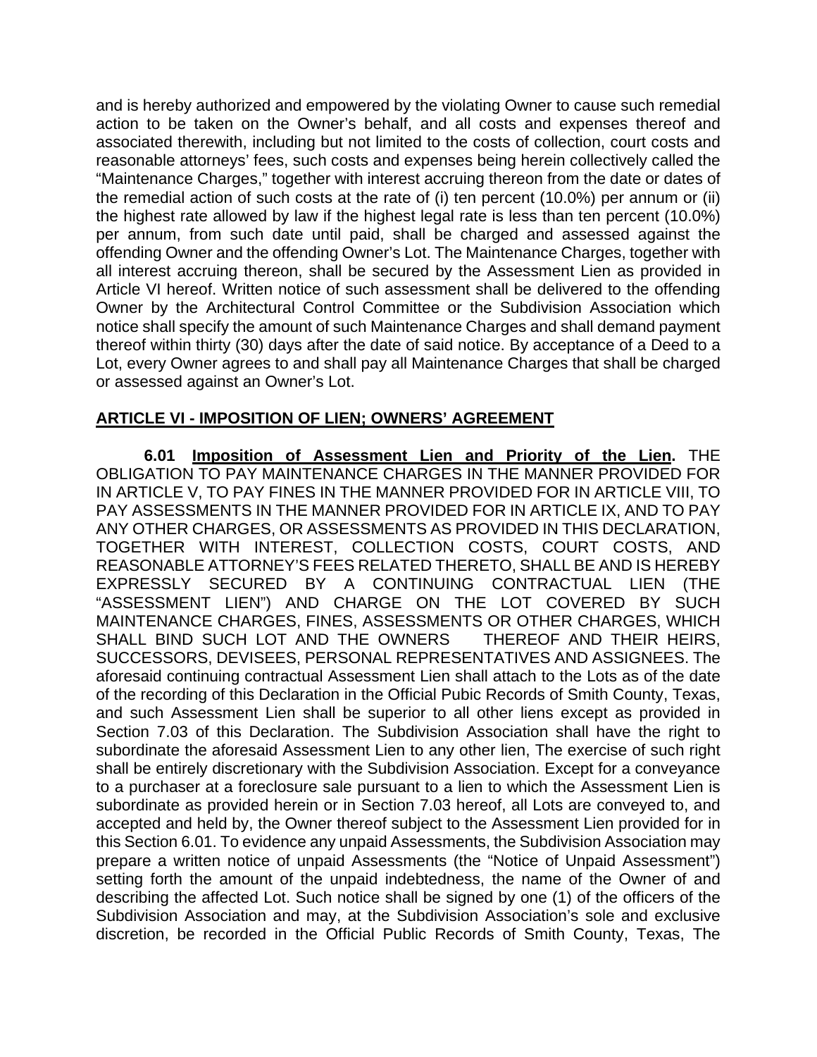and is hereby authorized and empowered by the violating Owner to cause such remedial action to be taken on the Owner's behalf, and all costs and expenses thereof and associated therewith, including but not limited to the costs of collection, court costs and reasonable attorneys' fees, such costs and expenses being herein collectively called the "Maintenance Charges," together with interest accruing thereon from the date or dates of the remedial action of such costs at the rate of (i) ten percent (10.0%) per annum or (ii) the highest rate allowed by law if the highest legal rate is less than ten percent (10.0%) per annum, from such date until paid, shall be charged and assessed against the offending Owner and the offending Owner's Lot. The Maintenance Charges, together with all interest accruing thereon, shall be secured by the Assessment Lien as provided in Article VI hereof. Written notice of such assessment shall be delivered to the offending Owner by the Architectural Control Committee or the Subdivision Association which notice shall specify the amount of such Maintenance Charges and shall demand payment thereof within thirty (30) days after the date of said notice. By acceptance of a Deed to a Lot, every Owner agrees to and shall pay all Maintenance Charges that shall be charged or assessed against an Owner's Lot.

## ARTICLE VI - IMPOSITION OF LIEN; OWNERS' AGREEMENT

**6.01 Imposition of Assessment Lien and Priority of the Lien.** THE OBLIGATION TO PAY MAINTENANCE CHARGES IN THE MANNER PROVIDED FOR IN ARTICLE V, TO PAY FINES IN THE MANNER PROVIDED FOR IN ARTICLE VIII, TO PAY ASSESSMENTS IN THE MANNER PROVIDED FOR IN ARTICLE IX, AND TO PAY ANY OTHER CHARGES, OR ASSESSMENTS AS PROVIDED IN THIS DECLARATION, TOGETHER WITH INTEREST, COLLECTION COSTS, COURT COSTS, AND REASONABLE ATTORNEY'S FEES RELATED THERETO, SHALL BE AND IS HEREBY EXPRESSLY SECURED BY A CONTINUING CONTRACTUAL LIEN (THE "ASSESSMENT LIEN") AND CHARGE ON THE LOT COVERED BY SUCH MAINTENANCE CHARGES, FINES, ASSESSMENTS OR OTHER CHARGES, WHICH SHALL BIND SUCH LOT AND THE OWNERS THEREOF AND THEIR HEIRS, SUCCESSORS, DEVISEES, PERSONAL REPRESENTATIVES AND ASSIGNEES. The aforesaid continuing contractual Assessment Lien shall attach to the Lots as of the date of the recording of this Declaration in the Official Pubic Records of Smith County, Texas, and such Assessment Lien shall be superior to all other liens except as provided in Section 7.03 of this Declaration. The Subdivision Association shall have the right to subordinate the aforesaid Assessment Lien to any other lien, The exercise of such right shall be entirely discretionary with the Subdivision Association. Except for a conveyance to a purchaser at a foreclosure sale pursuant to a lien to which the Assessment Lien is subordinate as provided herein or in Section 7.03 hereof, all Lots are conveyed to, and accepted and held by, the Owner thereof subject to the Assessment Lien provided for in this Section 6.01. To evidence any unpaid Assessments, the Subdivision Association may prepare a written notice of unpaid Assessments (the "Notice of Unpaid Assessment") setting forth the amount of the unpaid indebtedness, the name of the Owner of and describing the affected Lot. Such notice shall be signed by one (1) of the officers of the Subdivision Association and may, at the Subdivision Association's sole and exclusive discretion, be recorded in the Official Public Records of Smith County, Texas, The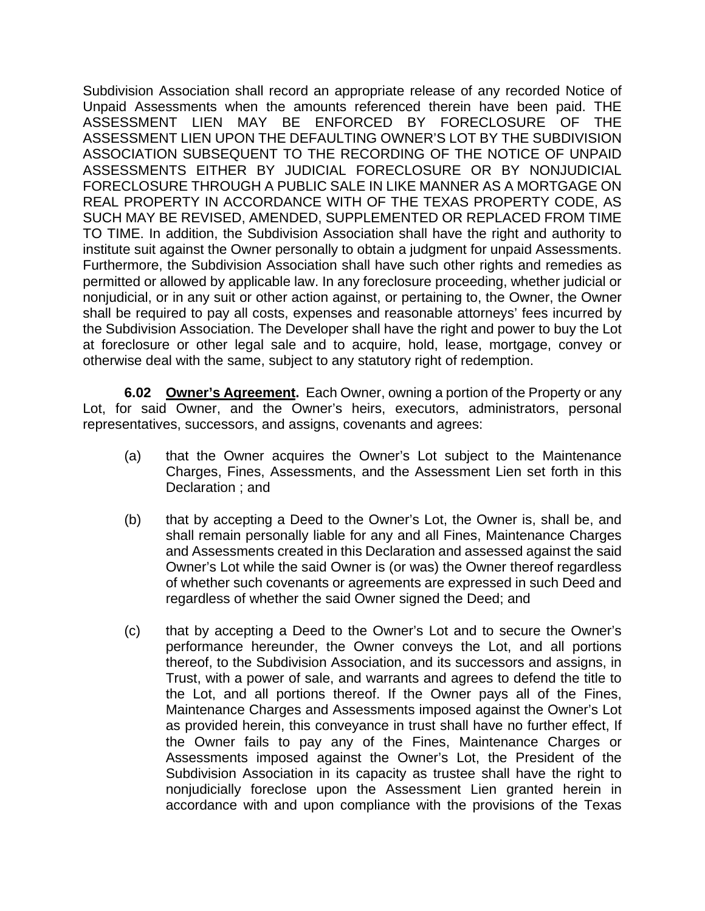Subdivision Association shall record an appropriate release of any recorded Notice of Unpaid Assessments when the amounts referenced therein have been paid. THE ASSESSMENT LIEN MAY BE ENFORCED BY FORECLOSURE OF THE ASSESSMENT LIEN UPON THE DEFAULTING OWNER'S LOT BY THE SUBDIVISION ASSOCIATION SUBSEQUENT TO THE RECORDING OF THE NOTICE OF UNPAID ASSESSMENTS EITHER BY JUDICIAL FORECLOSURE OR BY NONJUDICIAL FORECLOSURE THROUGH A PUBLIC SALE IN LIKE MANNER AS A MORTGAGE ON REAL PROPERTY IN ACCORDANCE WITH OF THE TEXAS PROPERTY CODE, AS SUCH MAY BE REVISED, AMENDED, SUPPLEMENTED OR REPLACED FROM TIME TO TIME. In addition, the Subdivision Association shall have the right and authority to institute suit against the Owner personally to obtain a judgment for unpaid Assessments. Furthermore, the Subdivision Association shall have such other rights and remedies as permitted or allowed by applicable law. In any foreclosure proceeding, whether judicial or nonjudicial, or in any suit or other action against, or pertaining to, the Owner, the Owner shall be required to pay all costs, expenses and reasonable attorneys' fees incurred by the Subdivision Association. The Developer shall have the right and power to buy the Lot at foreclosure or other legal sale and to acquire, hold, lease, mortgage, convey or otherwise deal with the same, subject to any statutory right of redemption.

**6.02 <u>Owner's Agreement</u>.** Each Owner, owning a portion of the Property or any Lot, for said Owner, and the Owner's heirs, executors, administrators, personal representatives, successors, and assigns, covenants and agrees:

(a) that the Owner acquires the Owner's Lot subject to the Maintenance Charges, Fines, Assessments, and the Assessment Lien set forth in this Declaration ; and

(b) that by accepting a Deed to the Owner's Lot, the Owner is, shall be, and shall remain personally liable for any and all Fines, Maintenance Charges and Assessments created in this Declaration and assessed against the said Owner's Lot while the said Owner is (or was) the Owner thereof regardless of whether such covenants or agreements are expressed in such Deed and regardless of whether the said Owner signed the Deed; and

(c) that by accepting a Deed to the Owner's Lot and to secure the Owner's performance hereunder, the Owner conveys the Lot, and all portions thereof, to the Subdivision Association, and its successors and assigns, in Trust, with a power of sale, and warrants and agrees to defend the title to the Lot, and all portions thereof. If the Owner pays all of the Fines, Maintenance Charges and Assessments imposed against the Owner's Lot as provided herein, this conveyance in trust shall have no further effect, If the Owner fails to pay any of the Fines, Maintenance Charges or Assessments imposed against the Owner's Lot, the President of the Subdivision Association in its capacity as trustee shall have the right to nonjudicially foreclose upon the Assessment Lien granted herein in accordance with and upon compliance with the provisions of the Texas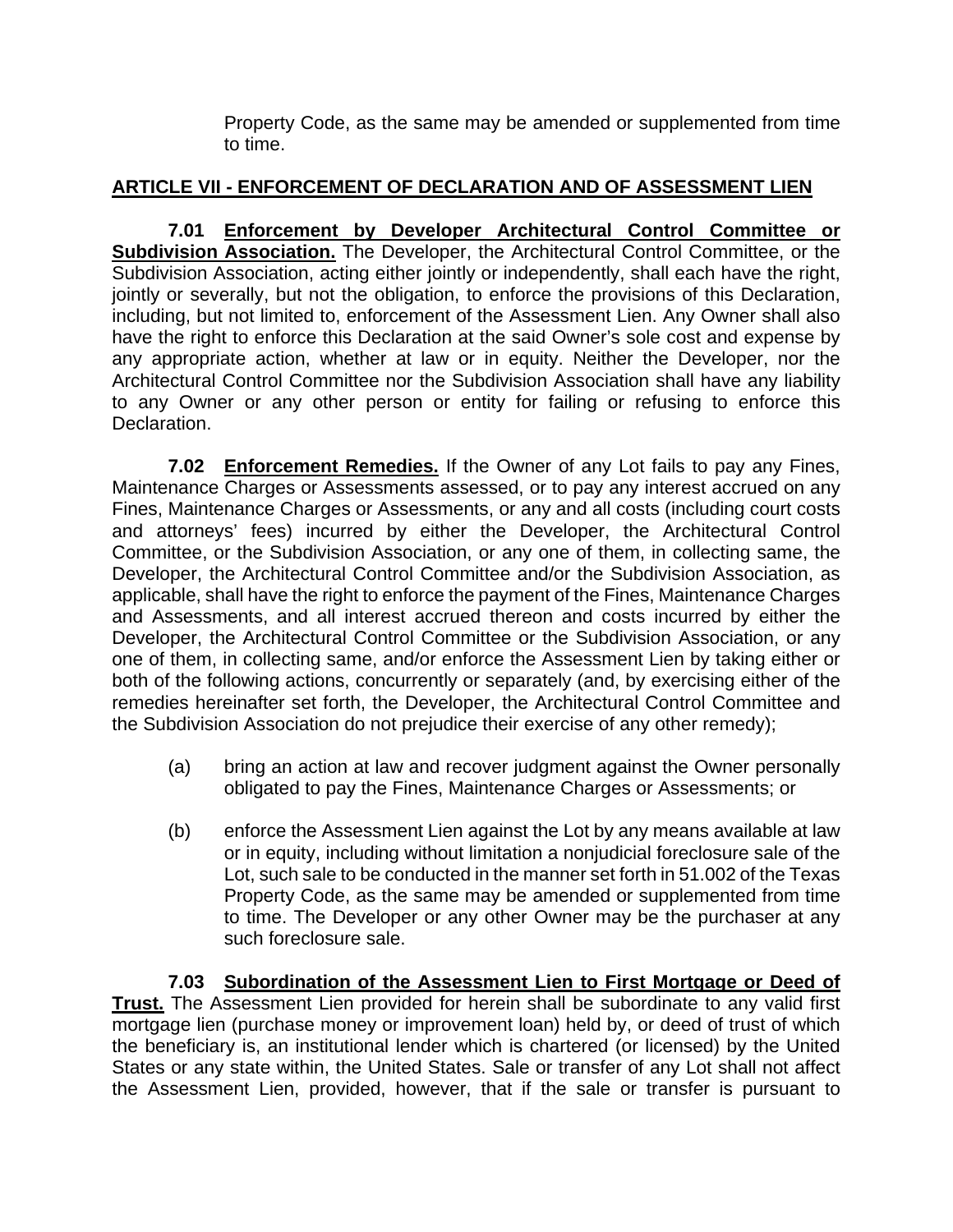Property Code, as the same may be amended or supplemented from time to time.

## ARTICLE VII - ENFORCEMENT OF DECLARATION AND OF ASSESSMENT LIEN

**7.01 Enforcement by Developer Architectural Control Committee or Subdivision Association.** The Developer, the Architectural Control Committee, or the Subdivision Association, acting either jointly or independently, shall each have the right, jointly or severally, but not the obligation, to enforce the provisions of this Declaration, including, but not limited to, enforcement of the Assessment Lien. Any Owner shall also have the right to enforce this Declaration at the said Owner's sole cost and expense by any appropriate action, whether at law or in equity. Neither the Developer, nor the Architectural Control Committee nor the Subdivision Association shall have any liability to any Owner or any other person or entity for failing or refusing to enforce this Declaration.

**7.02 Enforcement Remedies.** If the Owner of any Lot fails to pay any Fines, Maintenance Charges or Assessments assessed, or to pay any interest accrued on any Fines, Maintenance Charges or Assessments, or any and all costs (including court costs and attorneys' fees) incurred by either the Developer, the Architectural Control Committee, or the Subdivision Association, or any one of them, in collecting same, the Developer, the Architectural Control Committee and/or the Subdivision Association, as applicable, shall have the right to enforce the payment of the Fines, Maintenance Charges and Assessments, and all interest accrued thereon and costs incurred by either the Developer, the Architectural Control Committee or the Subdivision Association, or any one of them, in collecting same, and/or enforce the Assessment Lien by taking either or both of the following actions, concurrently or separately (and, by exercising either of the remedies hereinafter set forth, the Developer, the Architectural Control Committee and the Subdivision Association do not prejudice their exercise of any other remedy);

(a) bring an action at law and recover judgment against the Owner personally obligated to pay the Fines, Maintenance Charges or Assessments; or

(b) enforce the Assessment Lien against the Lot by any means available at law or in equity, including without limitation a nonjudicial foreclosure sale of the Lot, such sale to be conducted in the manner set forth in 51.002 of the Texas Property Code, as the same may be amended or supplemented from time to time. The Developer or any other Owner may be the purchaser at any such foreclosure sale.

**7.03 Subordination of the Assessment Lien to First Mortgage or Deed of Trust.** The Assessment Lien provided for herein shall be subordinate to any valid first mortgage lien (purchase money or improvement loan) held by, or deed of trust of which the beneficiary is, an institutional lender which is chartered (or licensed) by the United States or any state within, the United States. Sale or transfer of any Lot shall not affect the Assessment Lien, provided, however, that if the sale or transfer is pursuant to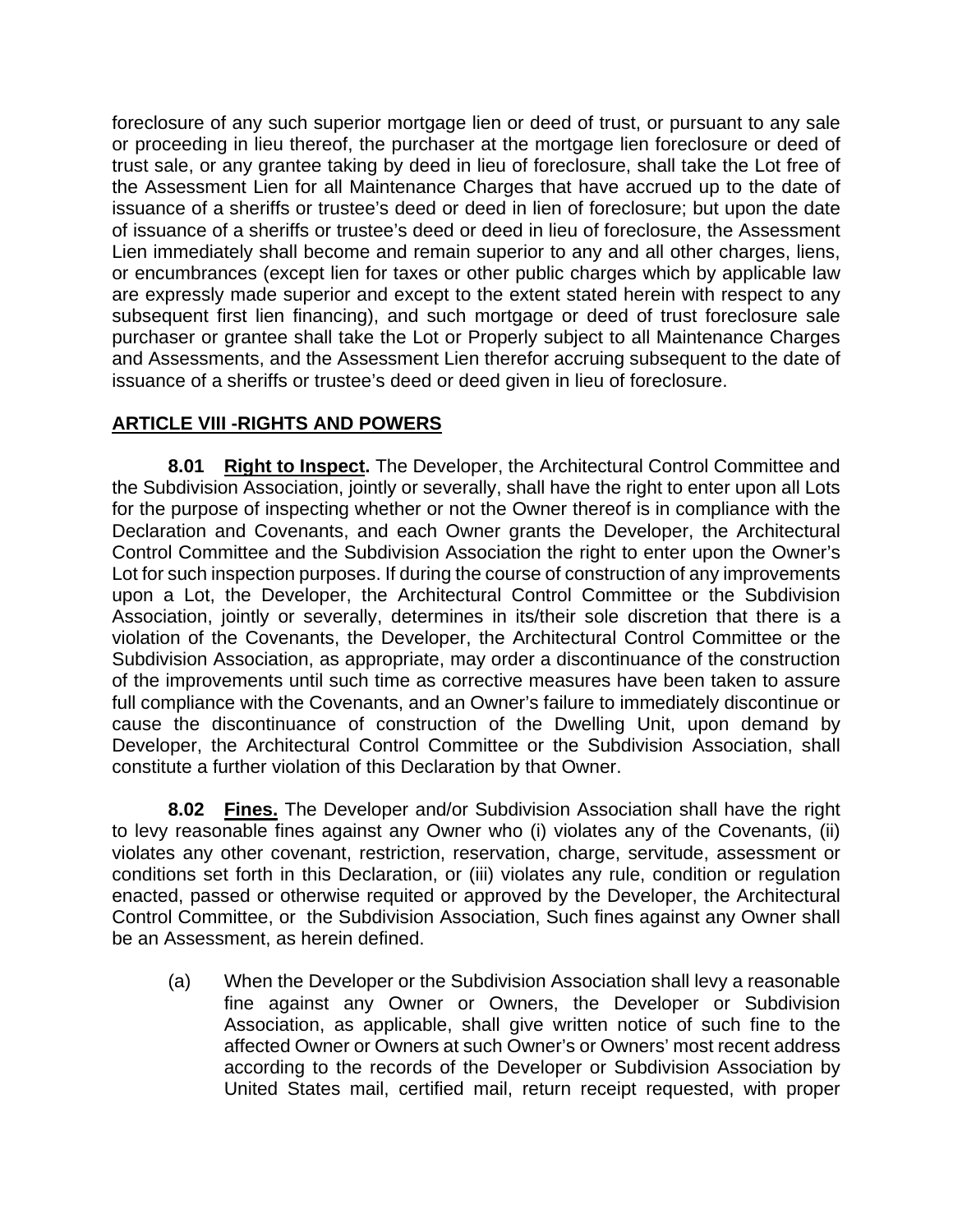foreclosure of any such superior mortgage lien or deed of trust, or pursuant to any sale or proceeding in lieu thereof, the purchaser at the mortgage lien foreclosure or deed of trust sale, or any grantee taking by deed in lieu of foreclosure, shall take the Lot free of the Assessment Lien for all Maintenance Charges that have accrued up to the date of issuance of a sheriffs or trustee's deed or deed in lien of foreclosure; but upon the date of issuance of a sheriffs or trustee's deed or deed in lieu of foreclosure, the Assessment Lien immediately shall become and remain superior to any and all other charges, liens, or encumbrances (except lien for taxes or other public charges which by applicable law are expressly made superior and except to the extent stated herein with respect to any subsequent first lien financing), and such mortgage or deed of trust foreclosure sale purchaser or grantee shall take the Lot or Properly subject to all Maintenance Charges and Assessments, and the Assessment Lien therefor accruing subsequent to the date of issuance of a sheriffs or trustee's deed or deed given in lieu of foreclosure.

## ARTICLE VIII -RIGHTS AND POWERS

**8.01 Right to Inspect.** The Developer, the Architectural Control Committee and the Subdivision Association, jointly or severally, shall have the right to enter upon all Lots for the purpose of inspecting whether or not the Owner thereof is in compliance with the Declaration and Covenants, and each Owner grants the Developer, the Architectural Control Committee and the Subdivision Association the right to enter upon the Owner's Lot for such inspection purposes. If during the course of construction of any improvements upon a Lot, the Developer, the Architectural Control Committee or the Subdivision Association, jointly or severally, determines in its/their sole discretion that there is a violation of the Covenants, the Developer, the Architectural Control Committee or the Subdivision Association, as appropriate, may order a discontinuance of the construction of the improvements until such time as corrective measures have been taken to assure full compliance with the Covenants, and an Owner's failure to immediately discontinue or cause the discontinuance of construction of the Dwelling Unit, upon demand by Developer, the Architectural Control Committee or the Subdivision Association, shall constitute a further violation of this Declaration by that Owner.

**8.02 Fines.** The Developer and/or Subdivision Association shall have the right to levy reasonable fines against any Owner who (i) violates any of the Covenants, (ii) violates any other covenant, restriction, reservation, charge, servitude, assessment or conditions set forth in this Declaration, or (iii) violates any rule, condition or regulation enacted, passed or otherwise requited or approved by the Developer, the Architectural Control Committee, or the Subdivision Association, Such fines against any Owner shall be an Assessment, as herein defined.

(a) When the Developer or the Subdivision Association shall levy a reasonable fine against any Owner or Owners, the Developer or Subdivision Association, as applicable, shall give written notice of such fine to the affected Owner or Owners at such Owner's or Owners' most recent address according to the records of the Developer or Subdivision Association by United States mail, certified mail, return receipt requested, with proper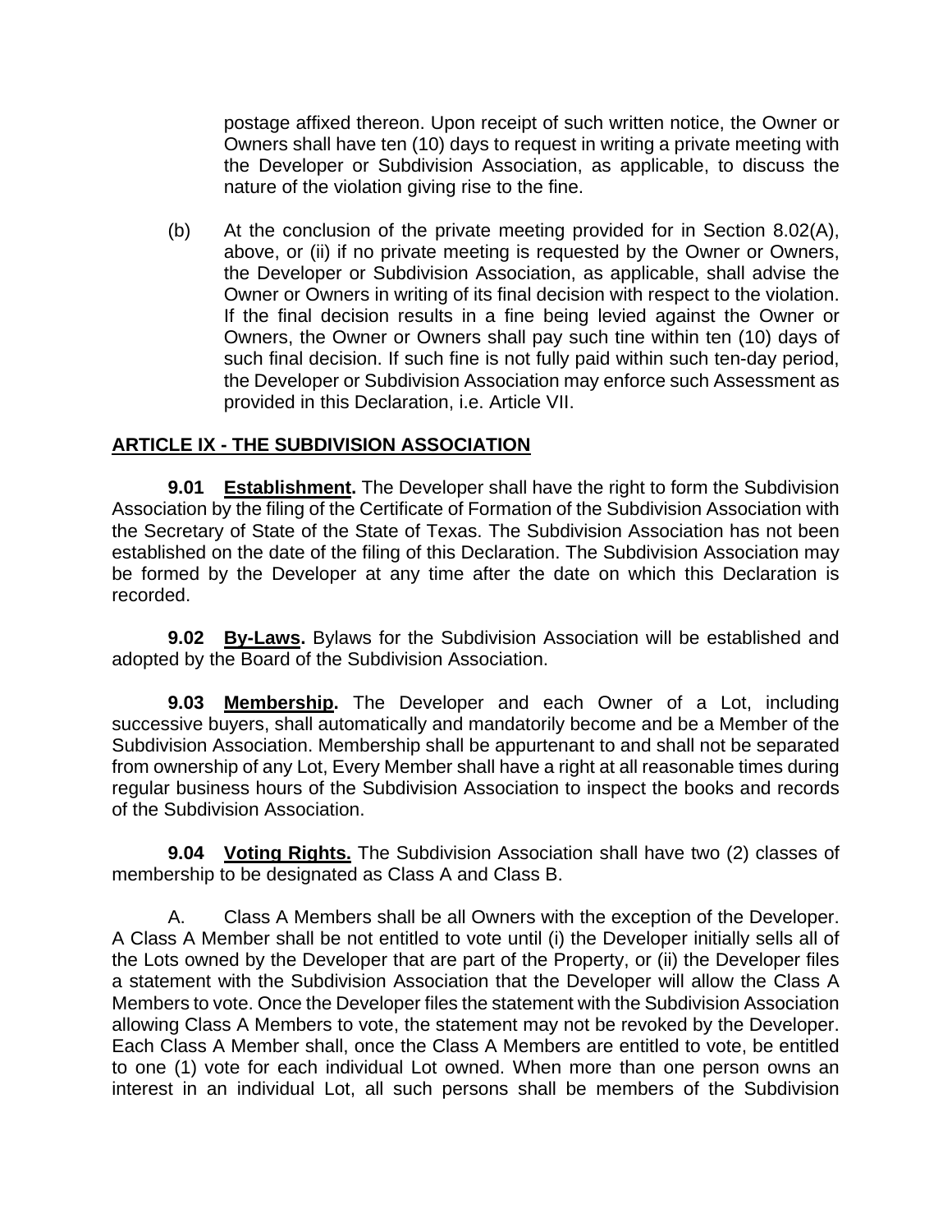postage affixed thereon. Upon receipt of such written notice, the Owner or Owners shall have ten (10) days to request in writing a private meeting with the Developer or Subdivision Association, as applicable, to discuss the nature of the violation giving rise to the fine.

(b) At the conclusion of the private meeting provided for in Section 8.02(A), above, or (ii) if no private meeting is requested by the Owner or Owners, the Developer or Subdivision Association, as applicable, shall advise the Owner or Owners in writing of its final decision with respect to the violation. If the final decision results in a fine being levied against the Owner or Owners, the Owner or Owners shall pay such tine within ten (10) days of such final decision. If such fine is not fully paid within such ten-day period, the Developer or Subdivision Association may enforce such Assessment as provided in this Declaration, i.e. Article VII.

## ARTICLE IX - THE SUBDIVISION ASSOCIATION

**9.01 Establishment.** The Developer shall have the right to form the Subdivision Association by the filing of the Certificate of Formation of the Subdivision Association with the Secretary of State of the State of Texas. The Subdivision Association has not been established on the date of the filing of this Declaration. The Subdivision Association may be formed by the Developer at any time after the date on which this Declaration is recorded.

**9.02 By-Laws.** Bylaws for the Subdivision Association will be established and adopted by the Board of the Subdivision Association.

**9.03 Membership.** The Developer and each Owner of a Lot, including successive buyers, shall automatically and mandatorily become and be a Member of the Subdivision Association. Membership shall be appurtenant to and shall not be separated from ownership of any Lot, Every Member shall have a right at all reasonable times during regular business hours of the Subdivision Association to inspect the books and records of the Subdivision Association.

**9.04 Voting Rights.** The Subdivision Association shall have two (2) classes of membership to be designated as Class A and Class B.

A. Class A Members shall be all Owners with the exception of the Developer. A Class A Member shall be not entitled to vote until (i) the Developer initially sells all of the Lots owned by the Developer that are part of the Property, or (ii) the Developer files a statement with the Subdivision Association that the Developer will allow the Class A Members to vote. Once the Developer files the statement with the Subdivision Association allowing Class A Members to vote, the statement may not be revoked by the Developer. Each Class A Member shall, once the Class A Members are entitled to vote, be entitled to one (1) vote for each individual Lot owned. When more than one person owns an interest in an individual Lot, all such persons shall be members of the Subdivision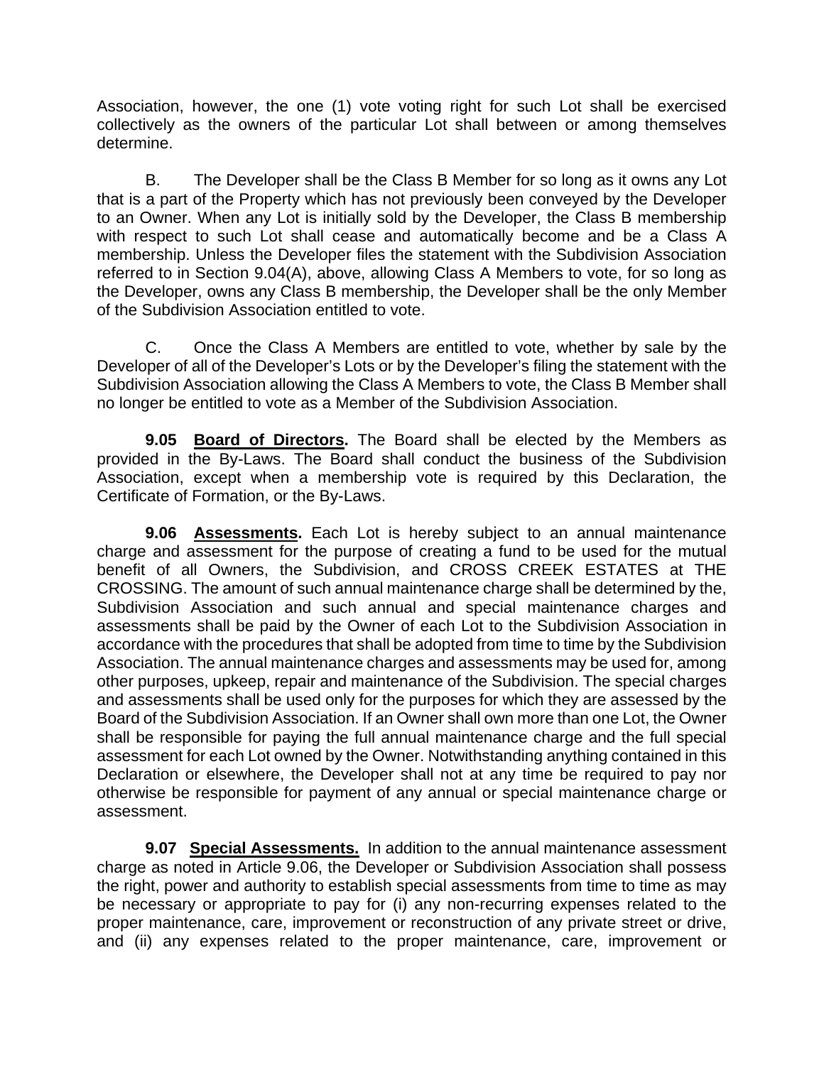Association, however, the one (1) vote voting right for such Lot shall be exercised collectively as the owners of the particular Lot shall between or among themselves determine.

B. The Developer shall be the Class B Member for so long as it owns any Lot that is a part of the Property which has not previously been conveyed by the Developer to an Owner. When any Lot is initially sold by the Developer, the Class B membership with respect to such Lot shall cease and automatically become and be a Class A membership. Unless the Developer files the statement with the Subdivision Association referred to in Section 9.04(A), above, allowing Class A Members to vote, for so long as the Developer, owns any Class B membership, the Developer shall be the only Member of the Subdivision Association entitled to vote.

C. Once the Class A Members are entitled to vote, whether by sale by the Developer of all of the Developer's Lots or by the Developer's filing the statement with the Subdivision Association allowing the Class A Members to vote, the Class B Member shall no longer be entitled to vote as a Member of the Subdivision Association.

**9.05 <u>Board of Directors</u>.** The Board shall be elected by the Members as provided in the By-Laws. The Board shall conduct the business of the Subdivision Association, except when a membership vote is required by this Declaration, the Certificate of Formation, or the By-Laws.

**9.06 <u>Assessments</u>.** Each Lot is hereby subject to an annual maintenance charge and assessment for the purpose of creating a fund to be used for the mutual benefit of all Owners, the Subdivision, and CROSS CREEK ESTATES at THE CROSSING. The amount of such annual maintenance charge shall be determined by the, Subdivision Association and such annual and special maintenance charges and assessments shall be paid by the Owner of each Lot to the Subdivision Association in accordance with the procedures that shall be adopted from time to time by the Subdivision Association. The annual maintenance charges and assessments may be used for, among other purposes, upkeep, repair and maintenance of the Subdivision. The special charges and assessments shall be used only for the purposes for which they are assessed by the Board of the Subdivision Association. If an Owner shall own more than one Lot, the Owner shall be responsible for paying the full annual maintenance charge and the full special assessment for each Lot owned by the Owner. Notwithstanding anything contained in this Declaration or elsewhere, the Developer shall not at any time be required to pay nor otherwise be responsible for payment of any annual or special maintenance charge or assessment.

**9.07 <u>Special Assessments.</u>** In addition to the annual maintenance assessment charge as noted in Article 9.06, the Developer or Subdivision Association shall possess the right, power and authority to establish special assessments from time to time as may be necessary or appropriate to pay for (i) any non-recurring expenses related to the proper maintenance, care, improvement or reconstruction of any private street or drive, and (ii) any expenses related to the proper maintenance, care, improvement or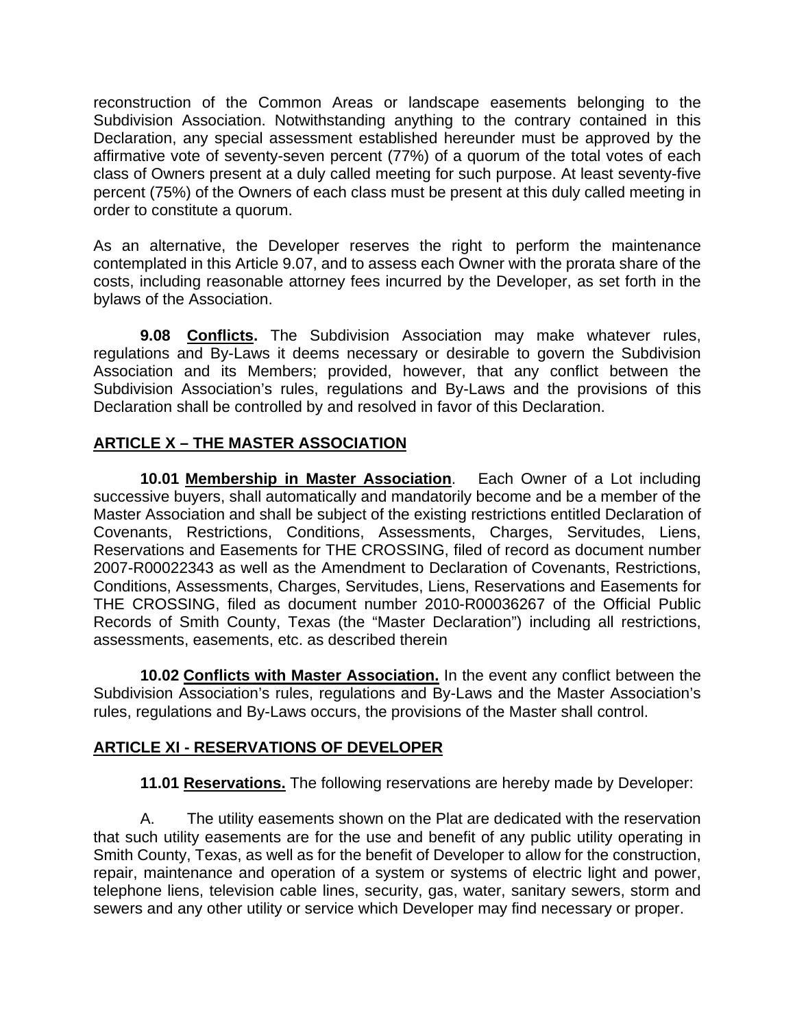reconstruction of the Common Areas or landscape easements belonging to the Subdivision Association. Notwithstanding anything to the contrary contained in this Declaration, any special assessment established hereunder must be approved by the affirmative vote of seventy-seven percent (77%) of a quorum of the total votes of each class of Owners present at a duly called meeting for such purpose. At least seventy-five percent (75%) of the Owners of each class must be present at this duly called meeting in order to constitute a quorum.

As an alternative, the Developer reserves the right to perform the maintenance contemplated in this Article 9.07, and to assess each Owner with the prorata share of the costs, including reasonable attorney fees incurred by the Developer, as set forth in the bylaws of the Association.

**9.08 Conflicts.** The Subdivision Association may make whatever rules, regulations and By-Laws it deems necessary or desirable to govern the Subdivision Association and its Members; provided, however, that any conflict between the Subdivision Association's rules, regulations and By-Laws and the provisions of this Declaration shall be controlled by and resolved in favor of this Declaration.

## ARTICLE X – THE MASTER ASSOCIATION

**10.01 Membership in Master Association**. Each Owner of a Lot including successive buyers, shall automatically and mandatorily become and be a member of the Master Association and shall be subject of the existing restrictions entitled Declaration of Covenants, Restrictions, Conditions, Assessments, Charges, Servitudes, Liens, Reservations and Easements for THE CROSSING, filed of record as document number 2007-R00022343 as well as the Amendment to Declaration of Covenants, Restrictions, Conditions, Assessments, Charges, Servitudes, Liens, Reservations and Easements for THE CROSSING, filed as document number 2010-R00036267 of the Official Public Records of Smith County, Texas (the "Master Declaration") including all restrictions, assessments, easements, etc. as described therein

**10.02 Conflicts with Master Association.** In the event any conflict between the Subdivision Association's rules, regulations and By-Laws and the Master Association's rules, regulations and By-Laws occurs, the provisions of the Master shall control.

## ARTICLE XI - RESERVATIONS OF DEVELOPER

**11.01 Reservations.** The following reservations are hereby made by Developer:

A. The utility easements shown on the Plat are dedicated with the reservation that such utility easements are for the use and benefit of any public utility operating in Smith County, Texas, as well as for the benefit of Developer to allow for the construction, repair, maintenance and operation of a system or systems of electric light and power, telephone liens, television cable lines, security, gas, water, sanitary sewers, storm and sewers and any other utility or service which Developer may find necessary or proper.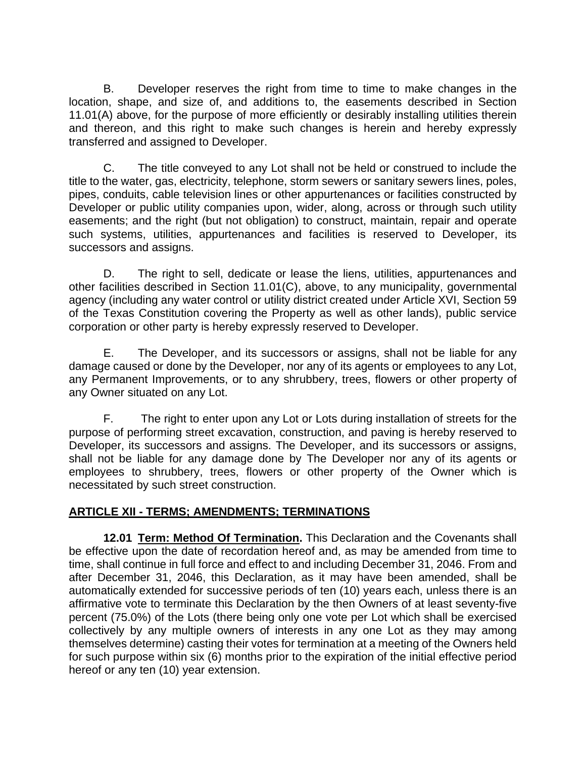B. Developer reserves the right from time to time to make changes in the location, shape, and size of, and additions to, the easements described in Section 11.01(A) above, for the purpose of more efficiently or desirably installing utilities therein and thereon, and this right to make such changes is herein and hereby expressly transferred and assigned to Developer.

C. The title conveyed to any Lot shall not be held or construed to include the title to the water, gas, electricity, telephone, storm sewers or sanitary sewers lines, poles, pipes, conduits, cable television lines or other appurtenances or facilities constructed by Developer or public utility companies upon, wider, along, across or through such utility easements; and the right (but not obligation) to construct, maintain, repair and operate such systems, utilities, appurtenances and facilities is reserved to Developer, its successors and assigns.

D. The right to sell, dedicate or lease the liens, utilities, appurtenances and other facilities described in Section 11.01(C), above, to any municipality, governmental agency (including any water control or utility district created under Article XVI, Section 59 of the Texas Constitution covering the Property as well as other lands), public service corporation or other party is hereby expressly reserved to Developer.

E. The Developer, and its successors or assigns, shall not be liable for any damage caused or done by the Developer, nor any of its agents or employees to any Lot, any Permanent Improvements, or to any shrubbery, trees, flowers or other property of any Owner situated on any Lot.

F. The right to enter upon any Lot or Lots during installation of streets for the purpose of performing street excavation, construction, and paving is hereby reserved to Developer, its successors and assigns. The Developer, and its successors or assigns, shall not be liable for any damage done by The Developer nor any of its agents or employees to shrubbery, trees, flowers or other property of the Owner which is necessitated by such street construction.

## ARTICLE XII - TERMS; AMENDMENTS; TERMINATIONS

**12.01 Term: Method Of Termination.** This Declaration and the Covenants shall be effective upon the date of recordation hereof and, as may be amended from time to time, shall continue in full force and effect to and including December 31, 2046. From and after December 31, 2046, this Declaration, as it may have been amended, shall be automatically extended for successive periods of ten (10) years each, unless there is an affirmative vote to terminate this Declaration by the then Owners of at least seventy-five percent (75.0%) of the Lots (there being only one vote per Lot which shall be exercised collectively by any multiple owners of interests in any one Lot as they may among themselves determine) casting their votes for termination at a meeting of the Owners held for such purpose within six (6) months prior to the expiration of the initial effective period hereof or any ten (10) year extension.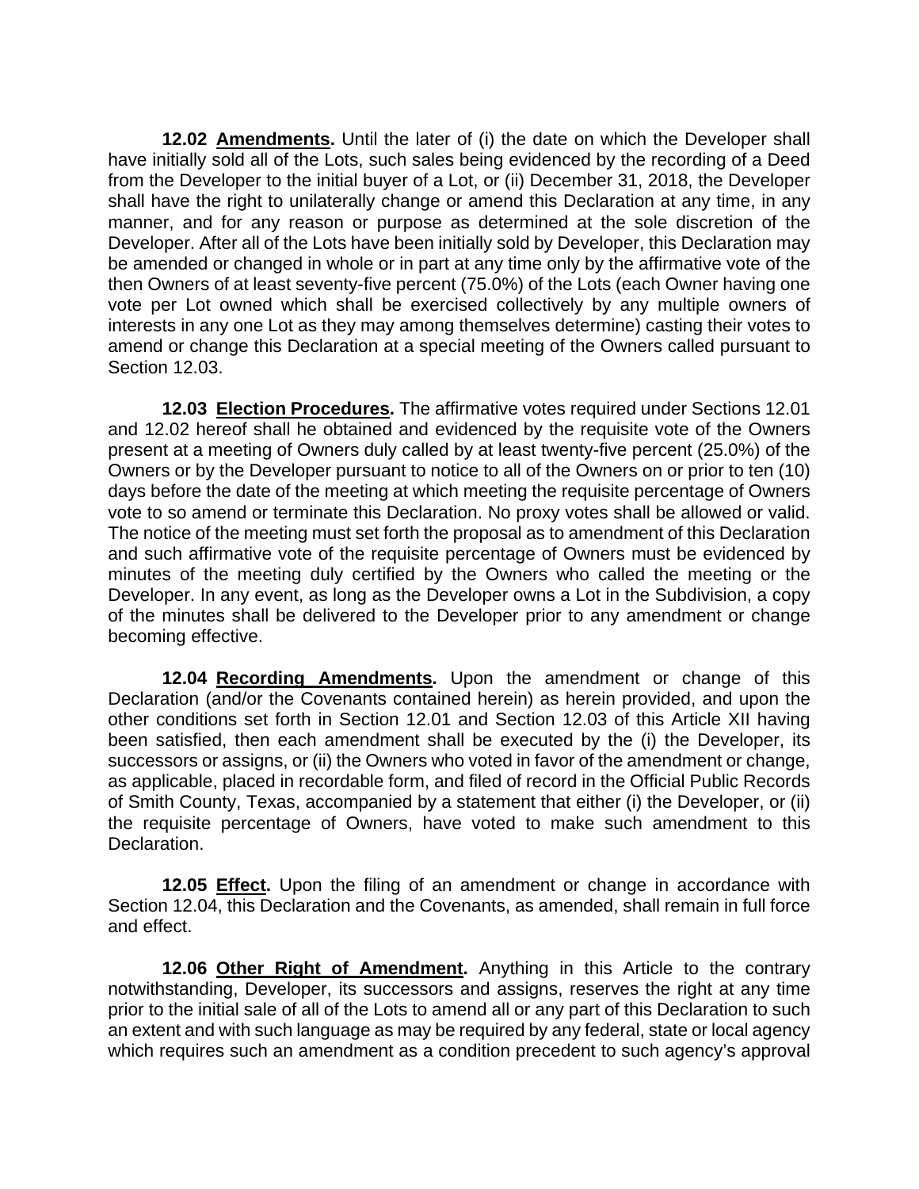**12.02 Amendments.** Until the later of (i) the date on which the Developer shall have initially sold all of the Lots, such sales being evidenced by the recording of a Deed from the Developer to the initial buyer of a Lot, or (ii) December 31, 2018, the Developer shall have the right to unilaterally change or amend this Declaration at any time, in any manner, and for any reason or purpose as determined at the sole discretion of the Developer. After all of the Lots have been initially sold by Developer, this Declaration may be amended or changed in whole or in part at any time only by the affirmative vote of the then Owners of at least seventy-five percent (75.0%) of the Lots (each Owner having one vote per Lot owned which shall be exercised collectively by any multiple owners of interests in any one Lot as they may among themselves determine) casting their votes to amend or change this Declaration at a special meeting of the Owners called pursuant to Section 12.03.

**12.03 Election Procedures.** The affirmative votes required under Sections 12.01 and 12.02 hereof shall he obtained and evidenced by the requisite vote of the Owners present at a meeting of Owners duly called by at least twenty-five percent (25.0%) of the Owners or by the Developer pursuant to notice to all of the Owners on or prior to ten (10) days before the date of the meeting at which meeting the requisite percentage of Owners vote to so amend or terminate this Declaration. No proxy votes shall be allowed or valid. The notice of the meeting must set forth the proposal as to amendment of this Declaration and such affirmative vote of the requisite percentage of Owners must be evidenced by minutes of the meeting duly certified by the Owners who called the meeting or the Developer. In any event, as long as the Developer owns a Lot in the Subdivision, a copy of the minutes shall be delivered to the Developer prior to any amendment or change becoming effective.

**12.04 Recording Amendments.** Upon the amendment or change of this Declaration (and/or the Covenants contained herein) as herein provided, and upon the other conditions set forth in Section 12.01 and Section 12.03 of this Article XII having been satisfied, then each amendment shall be executed by the (i) the Developer, its successors or assigns, or (ii) the Owners who voted in favor of the amendment or change, as applicable, placed in recordable form, and filed of record in the Official Public Records of Smith County, Texas, accompanied by a statement that either (i) the Developer, or (ii) the requisite percentage of Owners, have voted to make such amendment to this Declaration.

**12.05 Effect.** Upon the filing of an amendment or change in accordance with Section 12.04, this Declaration and the Covenants, as amended, shall remain in full force and effect.

**12.06 Other Right of Amendment.** Anything in this Article to the contrary notwithstanding, Developer, its successors and assigns, reserves the right at any time prior to the initial sale of all of the Lots to amend all or any part of this Declaration to such an extent and with such language as may be required by any federal, state or local agency which requires such an amendment as a condition precedent to such agency's approval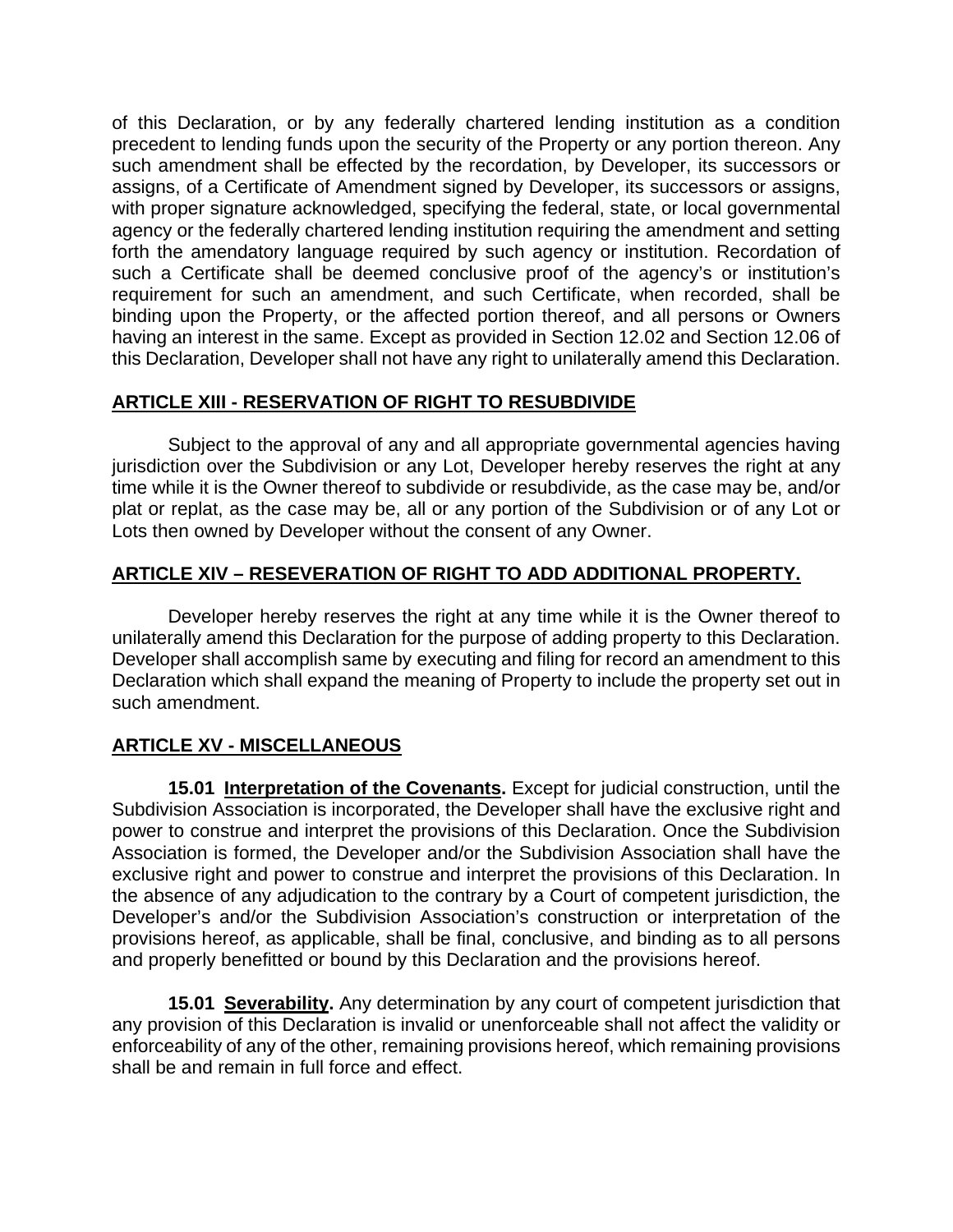of this Declaration, or by any federally chartered lending institution as a condition precedent to lending funds upon the security of the Property or any portion thereon. Any such amendment shall be effected by the recordation, by Developer, its successors or assigns, of a Certificate of Amendment signed by Developer, its successors or assigns, with proper signature acknowledged, specifying the federal, state, or local governmental agency or the federally chartered lending institution requiring the amendment and setting forth the amendatory language required by such agency or institution. Recordation of such a Certificate shall be deemed conclusive proof of the agency's or institution's requirement for such an amendment, and such Certificate, when recorded, shall be binding upon the Property, or the affected portion thereof, and all persons or Owners having an interest in the same. Except as provided in Section 12.02 and Section 12.06 of this Declaration, Developer shall not have any right to unilaterally amend this Declaration.

## ARTICLE XIII - RESERVATION OF RIGHT TO RESUBDIVIDE

Subject to the approval of any and all appropriate governmental agencies having jurisdiction over the Subdivision or any Lot, Developer hereby reserves the right at any time while it is the Owner thereof to subdivide or resubdivide, as the case may be, and/or plat or replat, as the case may be, all or any portion of the Subdivision or of any Lot or Lots then owned by Developer without the consent of any Owner.

## ARTICLE XIV – RESEVERATION OF RIGHT TO ADD ADDITIONAL PROPERTY.

Developer hereby reserves the right at any time while it is the Owner thereof to unilaterally amend this Declaration for the purpose of adding property to this Declaration. Developer shall accomplish same by executing and filing for record an amendment to this Declaration which shall expand the meaning of Property to include the property set out in such amendment.

## ARTICLE XV - MISCELLANEOUS

**15.01 Interpretation of the Covenants.** Except for judicial construction, until the Subdivision Association is incorporated, the Developer shall have the exclusive right and power to construe and interpret the provisions of this Declaration. Once the Subdivision Association is formed, the Developer and/or the Subdivision Association shall have the exclusive right and power to construe and interpret the provisions of this Declaration. In the absence of any adjudication to the contrary by a Court of competent jurisdiction, the Developer's and/or the Subdivision Association's construction or interpretation of the provisions hereof, as applicable, shall be final, conclusive, and binding as to all persons and properly benefitted or bound by this Declaration and the provisions hereof.

**15.01 Severability.** Any determination by any court of competent jurisdiction that any provision of this Declaration is invalid or unenforceable shall not affect the validity or enforceability of any of the other, remaining provisions hereof, which remaining provisions shall be and remain in full force and effect.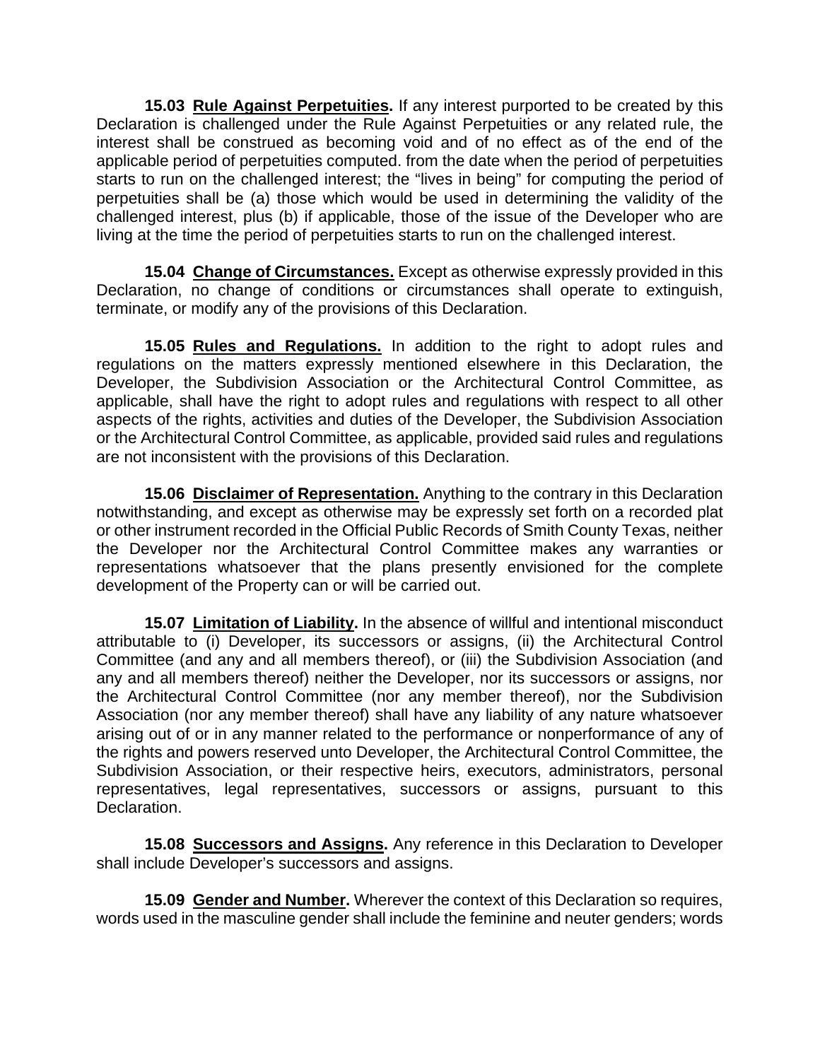**15.03 Rule Against Perpetuities.** If any interest purported to be created by this Declaration is challenged under the Rule Against Perpetuities or any related rule, the interest shall be construed as becoming void and of no effect as of the end of the applicable period of perpetuities computed. from the date when the period of perpetuities starts to run on the challenged interest; the "lives in being" for computing the period of perpetuities shall be (a) those which would be used in determining the validity of the challenged interest, plus (b) if applicable, those of the issue of the Developer who are living at the time the period of perpetuities starts to run on the challenged interest.

**15.04 Change of Circumstances.** Except as otherwise expressly provided in this Declaration, no change of conditions or circumstances shall operate to extinguish, terminate, or modify any of the provisions of this Declaration.

**15.05 Rules and Regulations.** In addition to the right to adopt rules and regulations on the matters expressly mentioned elsewhere in this Declaration, the Developer, the Subdivision Association or the Architectural Control Committee, as applicable, shall have the right to adopt rules and regulations with respect to all other aspects of the rights, activities and duties of the Developer, the Subdivision Association or the Architectural Control Committee, as applicable, provided said rules and regulations are not inconsistent with the provisions of this Declaration.

**15.06 Disclaimer of Representation.** Anything to the contrary in this Declaration notwithstanding, and except as otherwise may be expressly set forth on a recorded plat or other instrument recorded in the Official Public Records of Smith County Texas, neither the Developer nor the Architectural Control Committee makes any warranties or representations whatsoever that the plans presently envisioned for the complete development of the Property can or will be carried out.

**15.07 Limitation of Liability.** In the absence of willful and intentional misconduct attributable to (i) Developer, its successors or assigns, (ii) the Architectural Control Committee (and any and all members thereof), or (iii) the Subdivision Association (and any and all members thereof) neither the Developer, nor its successors or assigns, nor the Architectural Control Committee (nor any member thereof), nor the Subdivision Association (nor any member thereof) shall have any liability of any nature whatsoever arising out of or in any manner related to the performance or nonperformance of any of the rights and powers reserved unto Developer, the Architectural Control Committee, the Subdivision Association, or their respective heirs, executors, administrators, personal representatives, legal representatives, successors or assigns, pursuant to this Declaration.

**15.08 Successors and Assigns.** Any reference in this Declaration to Developer shall include Developer's successors and assigns.

**15.09 Gender and Number.** Wherever the context of this Declaration so requires, words used in the masculine gender shall include the feminine and neuter genders; words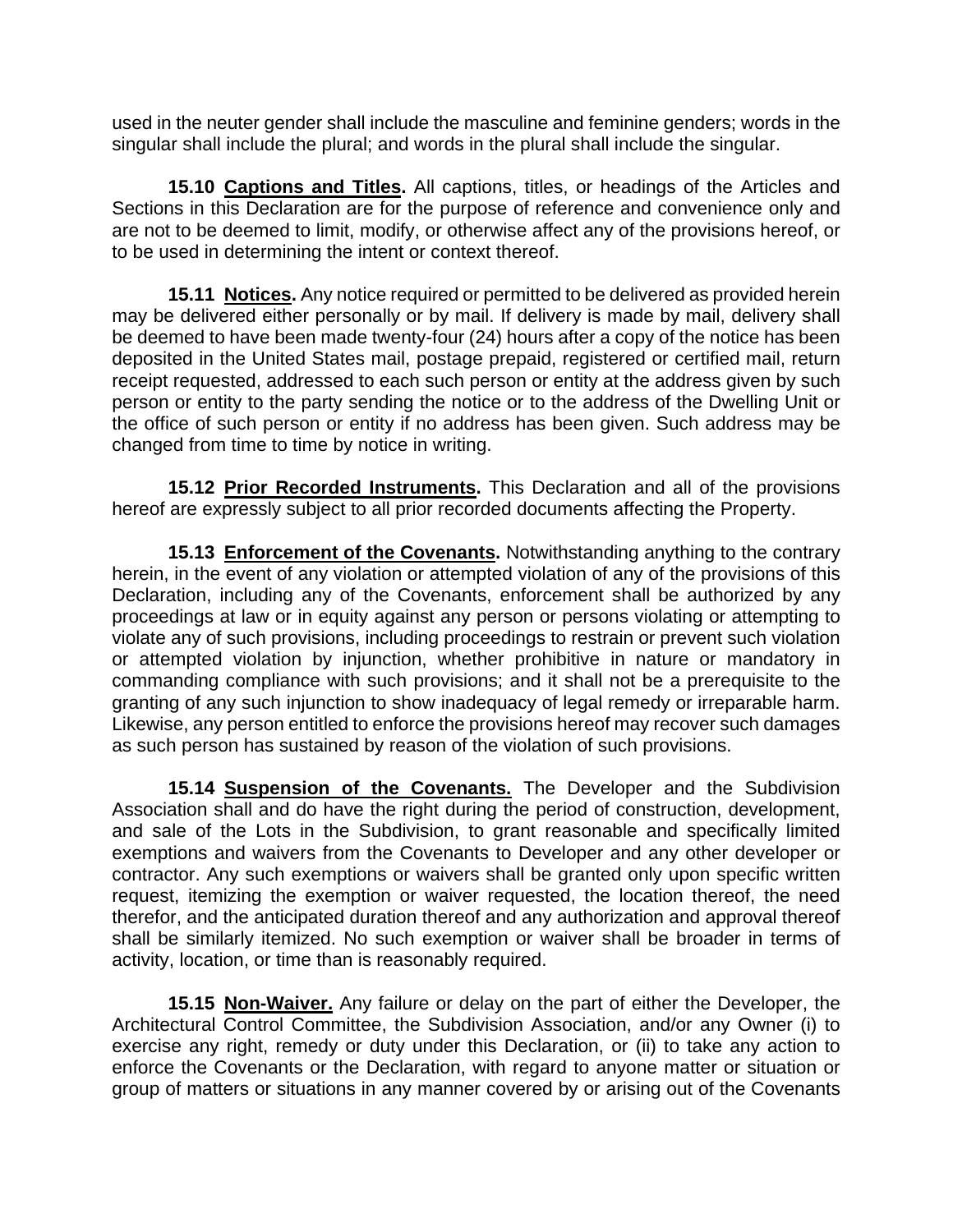used in the neuter gender shall include the masculine and feminine genders; words in the singular shall include the plural; and words in the plural shall include the singular.

**15.10 Captions and Titles.** All captions, titles, or headings of the Articles and Sections in this Declaration are for the purpose of reference and convenience only and are not to be deemed to limit, modify, or otherwise affect any of the provisions hereof, or to be used in determining the intent or context thereof.

**15.11 Notices.** Any notice required or permitted to be delivered as provided herein may be delivered either personally or by mail. If delivery is made by mail, delivery shall be deemed to have been made twenty-four (24) hours after a copy of the notice has been deposited in the United States mail, postage prepaid, registered or certified mail, return receipt requested, addressed to each such person or entity at the address given by such person or entity to the party sending the notice or to the address of the Dwelling Unit or the office of such person or entity if no address has been given. Such address may be changed from time to time by notice in writing.

**15.12 Prior Recorded Instruments.** This Declaration and all of the provisions hereof are expressly subject to all prior recorded documents affecting the Property.

**15.13 Enforcement of the Covenants.** Notwithstanding anything to the contrary herein, in the event of any violation or attempted violation of any of the provisions of this Declaration, including any of the Covenants, enforcement shall be authorized by any proceedings at law or in equity against any person or persons violating or attempting to violate any of such provisions, including proceedings to restrain or prevent such violation or attempted violation by injunction, whether prohibitive in nature or mandatory in commanding compliance with such provisions; and it shall not be a prerequisite to the granting of any such injunction to show inadequacy of legal remedy or irreparable harm. Likewise, any person entitled to enforce the provisions hereof may recover such damages as such person has sustained by reason of the violation of such provisions.

**15.14 Suspension of the Covenants.** The Developer and the Subdivision Association shall and do have the right during the period of construction, development, and sale of the Lots in the Subdivision, to grant reasonable and specifically limited exemptions and waivers from the Covenants to Developer and any other developer or contractor. Any such exemptions or waivers shall be granted only upon specific written request, itemizing the exemption or waiver requested, the location thereof, the need therefor, and the anticipated duration thereof and any authorization and approval thereof shall be similarly itemized. No such exemption or waiver shall be broader in terms of activity, location, or time than is reasonably required.

**15.15 Non-Waiver.** Any failure or delay on the part of either the Developer, the Architectural Control Committee, the Subdivision Association, and/or any Owner (i) to exercise any right, remedy or duty under this Declaration, or (ii) to take any action to enforce the Covenants or the Declaration, with regard to anyone matter or situation or group of matters or situations in any manner covered by or arising out of the Covenants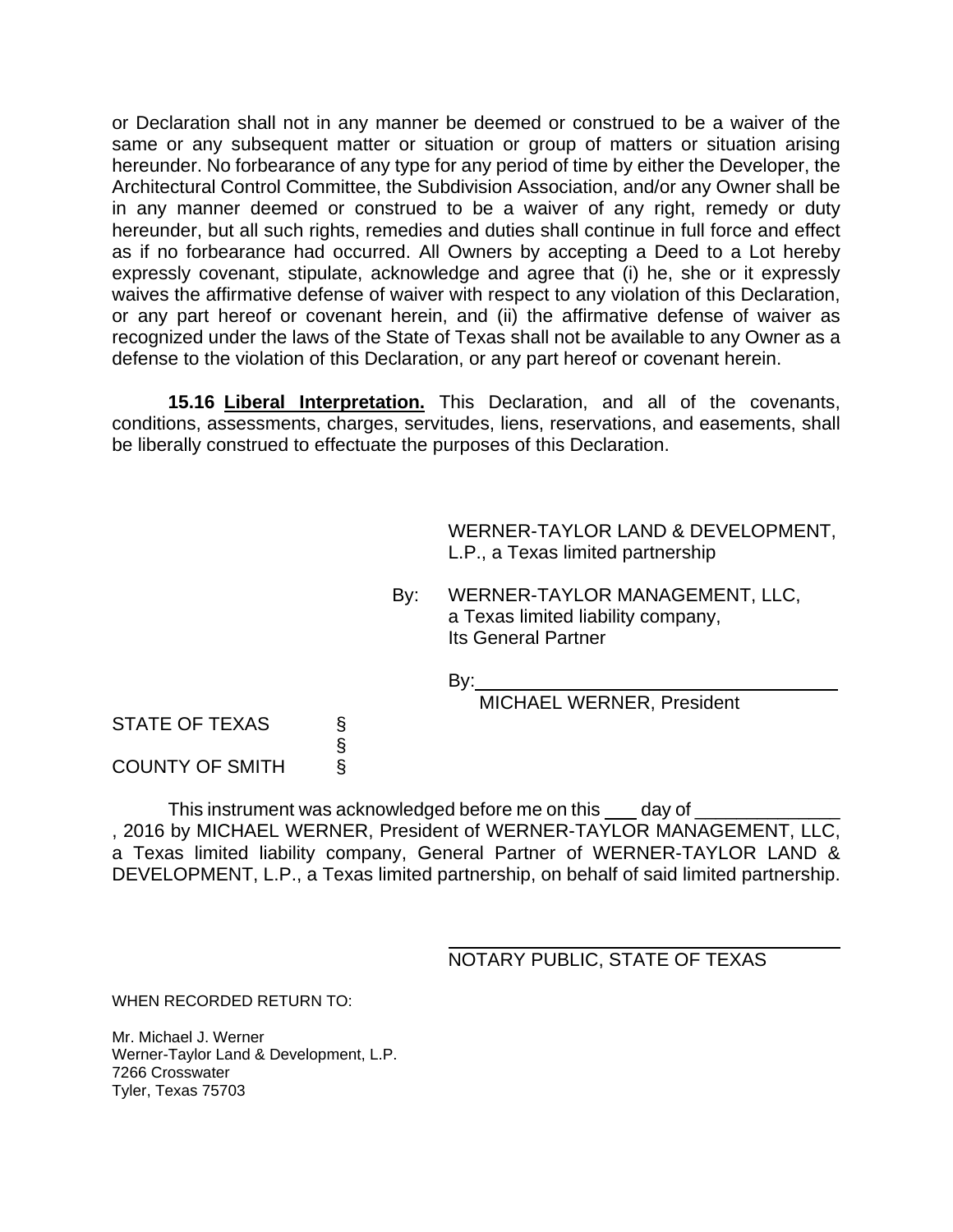or Declaration shall not in any manner be deemed or construed to be a waiver of the same or any subsequent matter or situation or group of matters or situation arising hereunder. No forbearance of any type for any period of time by either the Developer, the Architectural Control Committee, the Subdivision Association, and/or any Owner shall be in any manner deemed or construed to be a waiver of any right, remedy or duty hereunder, but all such rights, remedies and duties shall continue in full force and effect as if no forbearance had occurred. All Owners by accepting a Deed to a Lot hereby expressly covenant, stipulate, acknowledge and agree that (i) he, she or it expressly waives the affirmative defense of waiver with respect to any violation of this Declaration, or any part hereof or covenant herein, and (ii) the affirmative defense of waiver as recognized under the laws of the State of Texas shall not be available to any Owner as a defense to the violation of this Declaration, or any part hereof or covenant herein.

**15.16 Liberal Interpretation.** This Declaration, and all of the covenants, conditions, assessments, charges, servitudes, liens, reservations, and easements, shall be liberally construed to effectuate the purposes of this Declaration.

WERNER-TAYLOR LAND & DEVELOPMENT, L.P., a Texas limited partnership

By: WERNER-TAYLOR MANAGEMENT, LLC, a Texas limited liability company, Its General Partner

By: ______________________________
MICHAEL WERNER, President

STATE OF TEXAS §
§
COUNTY OF SMITH §

This instrument was acknowledged before me on this ___ day of ______________, 2016 by MICHAEL WERNER, President of WERNER-TAYLOR MANAGEMENT, LLC, a Texas limited liability company, General Partner of WERNER-TAYLOR LAND & DEVELOPMENT, L.P., a Texas limited partnership, on behalf of said limited partnership.

______________________________
NOTARY PUBLIC, STATE OF TEXAS

WHEN RECORDED RETURN TO:

Mr. Michael J. Werner
Werner-Taylor Land & Development, L.P.
7266 Crosswater
Tyler, Texas 75703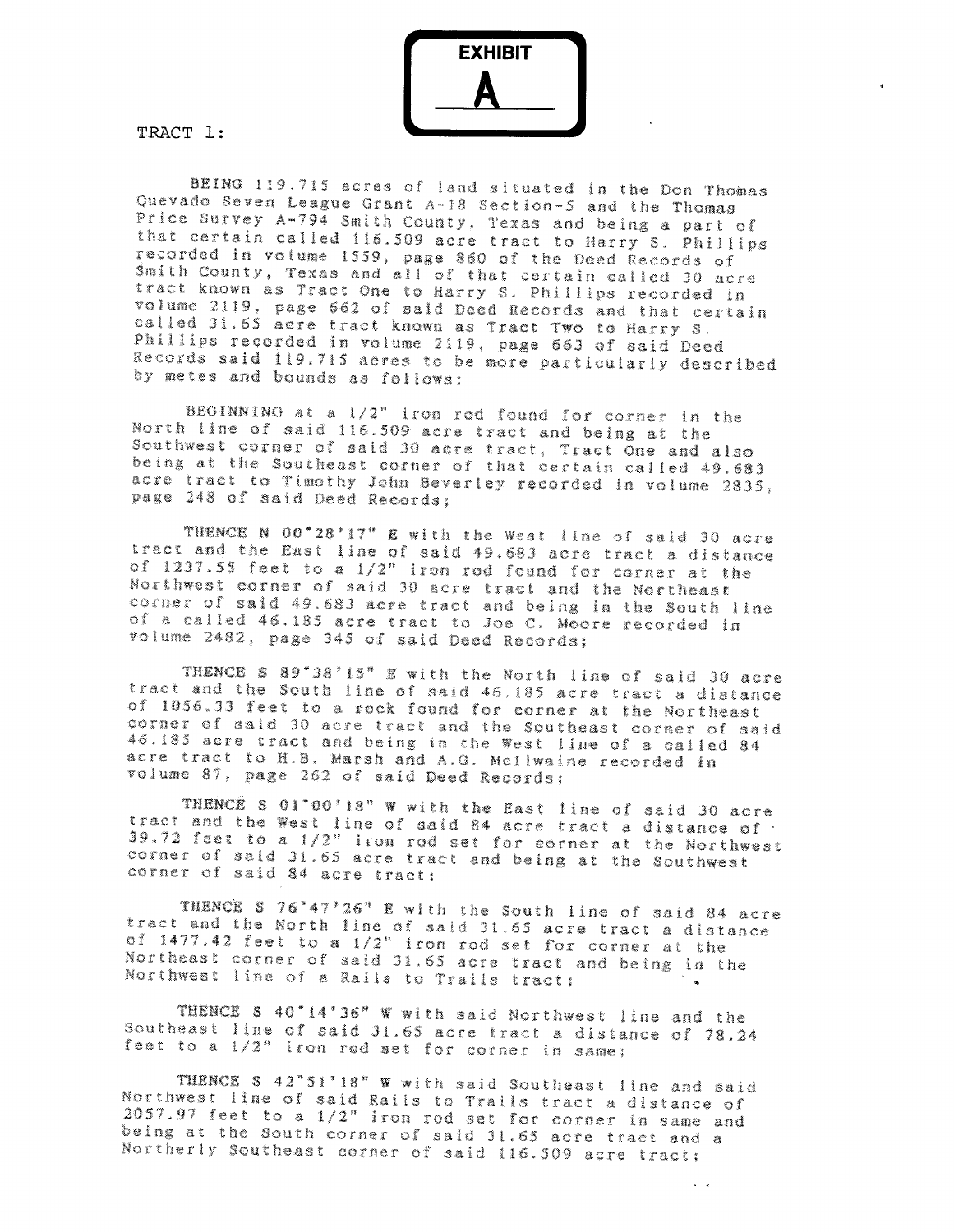**EXHIBIT**

**A**

TRACT 1:

BEING 119.715 acres of land situated in the Don Thomas Quevado Seven League Grant A-18 Section-5 and the Thomas Price Survey A-794 Smith County, Texas and being a part of that certain called 116.509 acre tract to Harry S. Phillips recorded in volume 1559, page 860 of the Deed Records of Smith County, Texas and all of that certain called 30 acre tract known as Tract One to Harry S. Phillips recorded in volume 2119, page 662 of said Deed Records and that certain called 31.65 acre tract known as Tract Two to Harry S. Phillips recorded in volume 2119, page 663 of said Deed Records said 119.715 acres to be more particularly described by metes and bounds as follows:

BEGINNING at a 1/2" iron rod found for corner in the North line of said 116.509 acre tract and being at the Southwest corner of said 30 acre tract, Tract One and also being at the Southeast corner of that certain called 49.683 acre tract to Timothy John Beverley recorded in volume 2835, page 248 of said Deed Records;

THENCE N 00°28'17" E with the West line of said 30 acre tract and the East line of said 49.683 acre tract a distance of 1237.55 feet to a 1/2" iron rod found for corner at the Northwest corner of said 30 acre tract and the Northeast corner of said 49.683 acre tract and being in the South line of a called 46.185 acre tract to Joe C. Moore recorded in volume 2482, page 345 of said Deed Records;

THENCE S 89°38'15" E with the North line of said 30 acre tract and the South line of said 46.185 acre tract a distance of 1056.33 feet to a rock found for corner at the Northeast corner of said 30 acre tract and the Southeast corner of said 46.185 acre tract and being in the West line of a called 84 acre tract to H.B. Marsh and A.G. McIlwaine recorded in volume 87, page 262 of said Deed Records;

THENCE S 01°00'18" W with the East line of said 30 acre tract and the West line of said 84 acre tract a distance of 39.72 feet to a 1/2" iron rod set for corner at the Northwest corner of said 31.65 acre tract and being at the Southwest corner of said 84 acre tract;

THENCE S 76°47'26" E with the South line of said 84 acre tract and the North line of said 31.65 acre tract a distance of 1477.42 feet to a 1/2" iron rod set for corner at the Northeast corner of said 31.65 acre tract and being in the Northwest line of a Rails to Trails tract;

THENCE S 40°14'36" W with said Northwest line and the Southeast line of said 31.65 acre tract a distance of 78.24 feet to a 1/2" iron rod set for corner in same;

THENCE S 42°51'18" W with said Southeast line and said Northwest line of said Rails to Trails tract a distance of 2057.97 feet to a 1/2" iron rod set for corner in same and being at the South corner of said 31.65 acre tract and a Northerly Southeast corner of said 116.509 acre tract;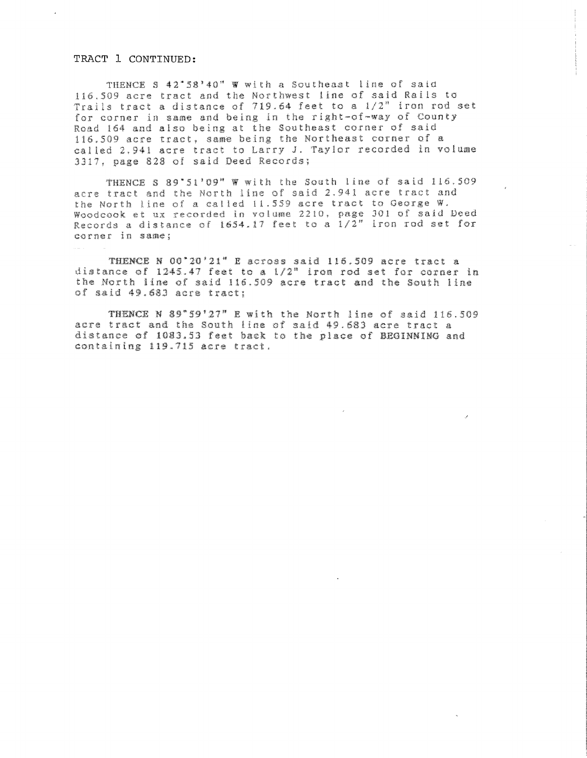TRACT 1 CONTINUED:

THENCE S 42°58'40" W with a Southeast line of said 116.509 acre tract and the Northwest line of said Rails to Trails tract a distance of 719.64 feet to a 1/2" iron rod set for corner in same and being in the right-of-way of County Road 164 and also being at the Southeast corner of said 116.509 acre tract, same being the Northeast corner of a called 2.941 acre tract to Larry J. Taylor recorded in volume 3317, page 828 of said Deed Records;

THENCE S 89°51'09" W with the South line of said 116.509 acre tract and the North line of said 2.941 acre tract and the North line of a called 11.559 acre tract to George W. Woodcook et ux recorded in volume 2210, page 301 of said Deed Records a distance of 1654.17 feet to a 1/2" iron rod set for corner in same;

THENCE N 00°20'21" E across said 116.509 acre tract a distance of 1245.47 feet to a 1/2" iron rod set for corner in the North line of said 116.509 acre tract and the South line of said 49.683 acre tract;

THENCE N 89°59'27" E with the North line of said 116.509 acre tract and the South line of said 49.683 acre tract a distance of 1083.53 feet back to the place of BEGINNING and containing 119.715 acre tract.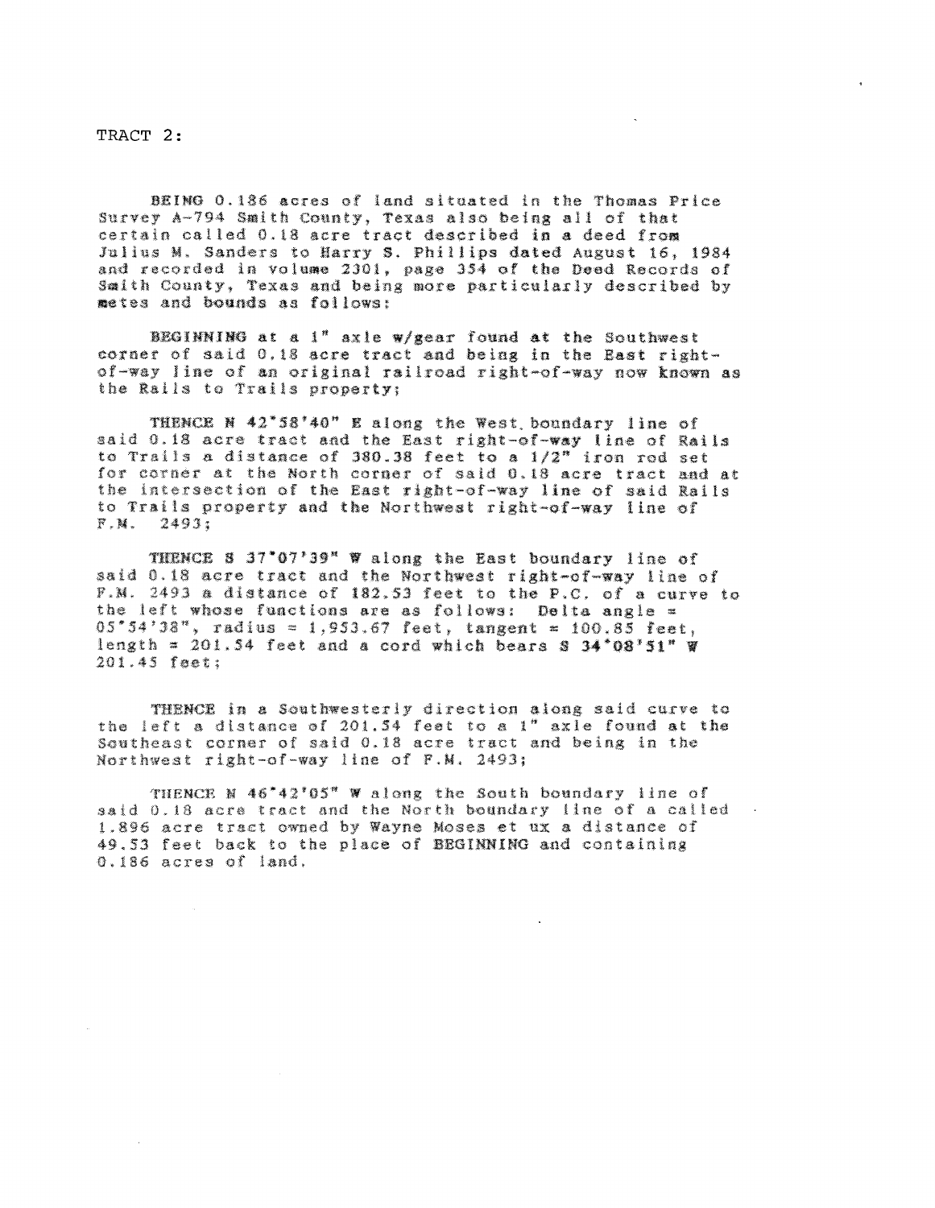TRACT 2:

BEING 0.186 acres of land situated in the Thomas Price Survey A-794 Smith County, Texas also being all of that certain called 0.18 acre tract described in a deed from Julius M. Sanders to Harry S. Phillips dated August 16, 1984 and recorded in volume 2301, page 354 of the Deed Records of Smith County, Texas and being more particularly described by metes and bounds as follows:

BEGINNING at a 1" axle w/gear found at the Southwest corner of said 0.18 acre tract and being in the East right-of-way line of an original railroad right-of-way now known as the Rails to Trails property;

THENCE N 42°58'40" E along the West boundary line of said 0.18 acre tract and the East right-of-way line of Rails to Trails a distance of 380.38 feet to a 1/2" iron rod set for corner at the North corner of said 0.18 acre tract and at the intersection of the East right-of-way line of said Rails to Trails property and the Northwest right-of-way line of F.M. 2493;

THENCE S 37°07'39" W along the East boundary line of said 0.18 acre tract and the Northwest right-of-way line of F.M. 2493 a distance of 182.53 feet to the P.C. of a curve to the left whose functions are as follows: Delta angle = 05°54'38", radius = 1,953.67 feet, tangent = 100.85 feet, length = 201.54 feet and a cord which bears S 34°08'51" W 201.45 feet;

THENCE in a Southwesterly direction along said curve to the left a distance of 201.54 feet to a 1" axle found at the Southeast corner of said 0.18 acre tract and being in the Northwest right-of-way line of F.M. 2493;

THENCE N 46°42'05" W along the South boundary line of said 0.18 acre tract and the North boundary line of a called 1.896 acre tract owned by Wayne Moses et ux a distance of 49.53 feet back to the place of BEGINNING and containing 0.186 acres of land.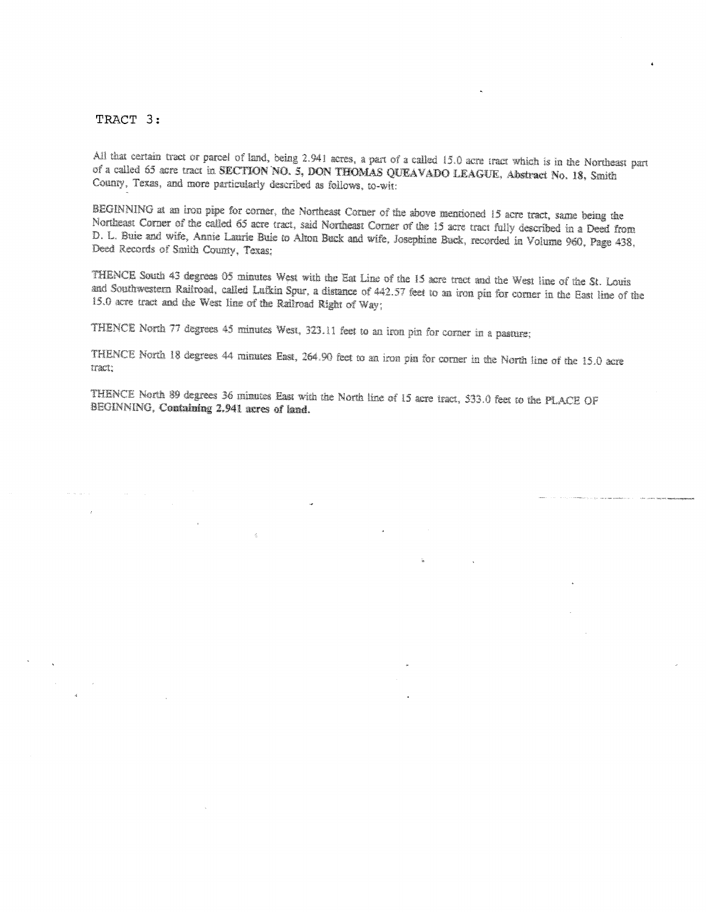TRACT 3:

All that certain tract or parcel of land, being 2.941 acres, a part of a called 15.0 acre tract which is in the Northeast part of a called 65 acre tract in **SECTION NO. 5, DON THOMAS QUEAVADO LEAGUE, Abstract No. 18**, Smith County, Texas, and more particularly described as follows, to-wit:

BEGINNING at an iron pipe for corner, the Northeast Corner of the above mentioned 15 acre tract, same being the Northeast Corner of the called 65 acre tract, said Northeast Corner of the 15 acre tract fully described in a Deed from D. L. Buie and wife, Annie Laurie Buie to Alton Buck and wife, Josephine Buck, recorded in Volume 960, Page 438, Deed Records of Smith County, Texas;

THENCE South 43 degrees 05 minutes West with the Eat Line of the 15 acre tract and the West line of the St. Louis and Southwestern Railroad, called Lufkin Spur, a distance of 442.57 feet to an iron pin for corner in the East line of the 15.0 acre tract and the West line of the Railroad Right of Way;

THENCE North 77 degrees 45 minutes West, 323.11 feet to an iron pin for corner in a pasture;

THENCE North 18 degrees 44 minutes East, 264.90 feet to an iron pin for corner in the North line of the 15.0 acre tract;

THENCE North 89 degrees 36 minutes East with the North line of 15 acre tract, 533.0 feet to the PLACE OF BEGINNING, **Containing 2.941 acres of land.**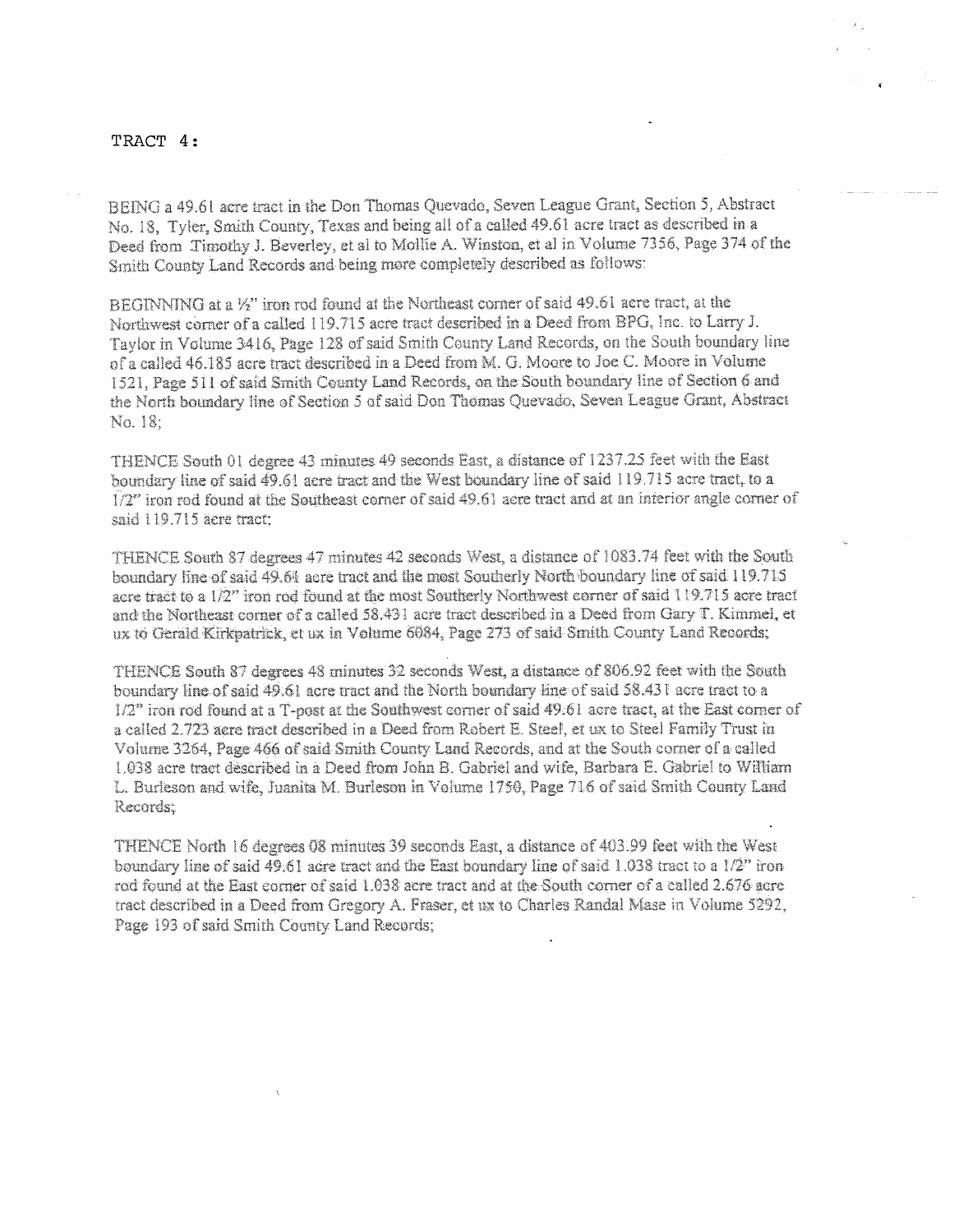TRACT 4:

BEING a 49.61 acre tract in the Don Thomas Quevado, Seven League Grant, Section 5, Abstract No. 18, Tyler, Smith County, Texas and being all of a called 49.61 acre tract as described in a Deed from Timothy J. Beverley, et al to Mollie A. Winston, et al in Volume 7356, Page 374 of the Smith County Land Records and being more completely described as follows:

BEGINNING at a ½" iron rod found at the Northeast corner of said 49.61 acre tract, at the Northwest corner of a called 119.715 acre tract described in a Deed from BPG, Inc. to Larry J. Taylor in Volume 3416, Page 128 of said Smith County Land Records, on the South boundary line of a called 46.185 acre tract described in a Deed from M. G. Moore to Joe C. Moore in Volume 1521, Page 511 of said Smith County Land Records, on the South boundary line of Section 6 and the North boundary line of Section 5 of said Don Thomas Quevado, Seven League Grant, Abstract No. 18;

THENCE South 01 degree 43 minutes 49 seconds East, a distance of 1237.25 feet with the East boundary line of said 49.61 acre tract and the West boundary line of said 119.715 acre tract, to a 1/2" iron rod found at the Southeast corner of said 49.61 acre tract and at an interior angle corner of said 119.715 acre tract;

THENCE South 87 degrees 47 minutes 42 seconds West, a distance of 1083.74 feet with the South boundary line of said 49.61 acre tract and the most Southerly North boundary line of said 119.715 acre tract to a 1/2" iron rod found at the most Southerly Northwest corner of said 119.715 acre tract and the Northeast corner of a called 58.431 acre tract described in a Deed from Gary T. Kimmel, et ux to Gerald Kirkpatrick, et ux in Volume 6084, Page 273 of said Smith County Land Records;

THENCE South 87 degrees 48 minutes 32 seconds West, a distance of 806.92 feet with the South boundary line of said 49.61 acre tract and the North boundary line of said 58.431 acre tract to a 1/2" iron rod found at a T-post at the Southwest corner of said 49.61 acre tract, at the East corner of a called 2.723 acre tract described in a Deed from Robert E. Steel, et ux to Steel Family Trust in Volume 3264, Page 466 of said Smith County Land Records, and at the South corner of a called 1.038 acre tract described in a Deed from John B. Gabriel and wife, Barbara E. Gabriel to William L. Burleson and wife, Juanita M. Burleson in Volume 1750, Page 716 of said Smith County Land Records;

THENCE North 16 degrees 08 minutes 39 seconds East, a distance of 403.99 feet with the West boundary line of said 49.61 acre tract and the East boundary line of said 1.038 tract to a 1/2" iron rod found at the East corner of said 1.038 acre tract and at the South corner of a called 2.676 acre tract described in a Deed from Gregory A. Fraser, et ux to Charles Randal Mase in Volume 5292, Page 193 of said Smith County Land Records;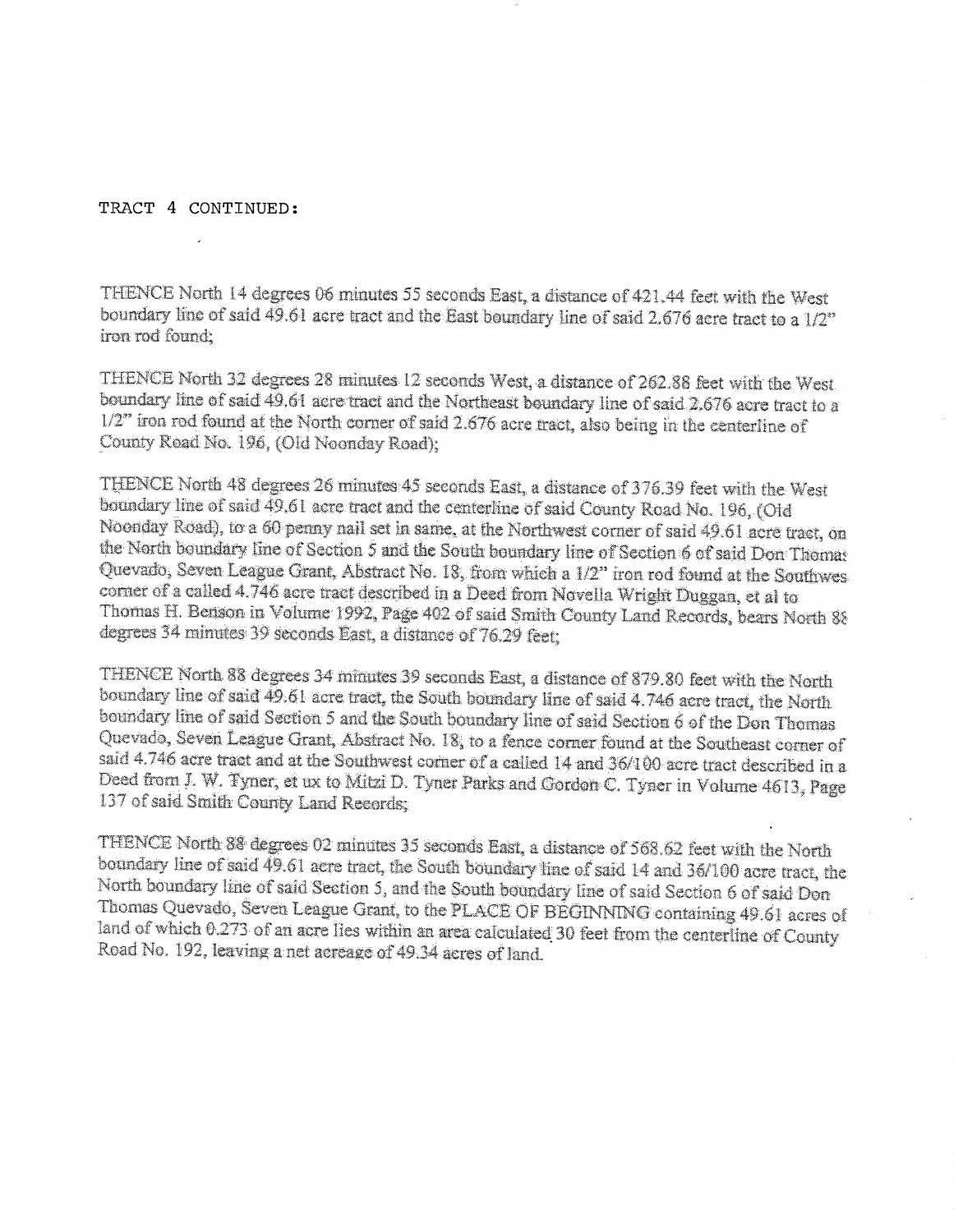TRACT 4 CONTINUED:

THENCE North 14 degrees 06 minutes 55 seconds East, a distance of 421.44 feet with the West boundary line of said 49.61 acre tract and the East boundary line of said 2.676 acre tract to a 1/2" iron rod found;

THENCE North 32 degrees 28 minutes 12 seconds West, a distance of 262.88 feet with the West boundary line of said 49.61 acre tract and the Northeast boundary line of said 2.676 acre tract to a 1/2" iron rod found at the North corner of said 2.676 acre tract, also being in the centerline of County Road No. 196, (Old Noonday Road);

THENCE North 48 degrees 26 minutes 45 seconds East, a distance of 376.39 feet with the West boundary line of said 49.61 acre tract and the centerline of said County Road No. 196, (Old Noonday Road), to a 60 penny nail set in same, at the Northwest corner of said 49.61 acre tract, on the North boundary line of Section 5 and the South boundary line of Section 6 of said Don Thomas Quevado, Seven League Grant, Abstract No. 18, from which a 1/2" iron rod found at the Southwest corner of a called 4.746 acre tract described in a Deed from Novella Wright Duggan, et al to Thomas H. Benson in Volume 1992, Page 402 of said Smith County Land Records, bears North 88 degrees 34 minutes 39 seconds East, a distance of 76.29 feet;

THENCE North 88 degrees 34 minutes 39 seconds East, a distance of 879.80 feet with the North boundary line of said 49.61 acre tract, the South boundary line of said 4.746 acre tract, the North boundary line of said Section 5 and the South boundary line of said Section 6 of the Don Thomas Quevado, Seven League Grant, Abstract No. 18, to a fence corner found at the Southeast corner of said 4.746 acre tract and at the Southwest corner of a called 14 and 36/100 acre tract described in a Deed from J. W. Tyner, et ux to Mitzi D. Tyner Parks and Gordon C. Tyner in Volume 4613, Page 137 of said Smith County Land Records;

THENCE North 88 degrees 02 minutes 35 seconds East, a distance of 568.62 feet with the North boundary line of said 49.61 acre tract, the South boundary line of said 14 and 36/100 acre tract, the North boundary line of said Section 5, and the South boundary line of said Section 6 of said Don Thomas Quevado, Seven League Grant, to the PLACE OF BEGINNING containing 49.61 acres of land of which 0.273 of an acre lies within an area calculated 30 feet from the centerline of County Road No. 192, leaving a net acreage of 49.34 acres of land.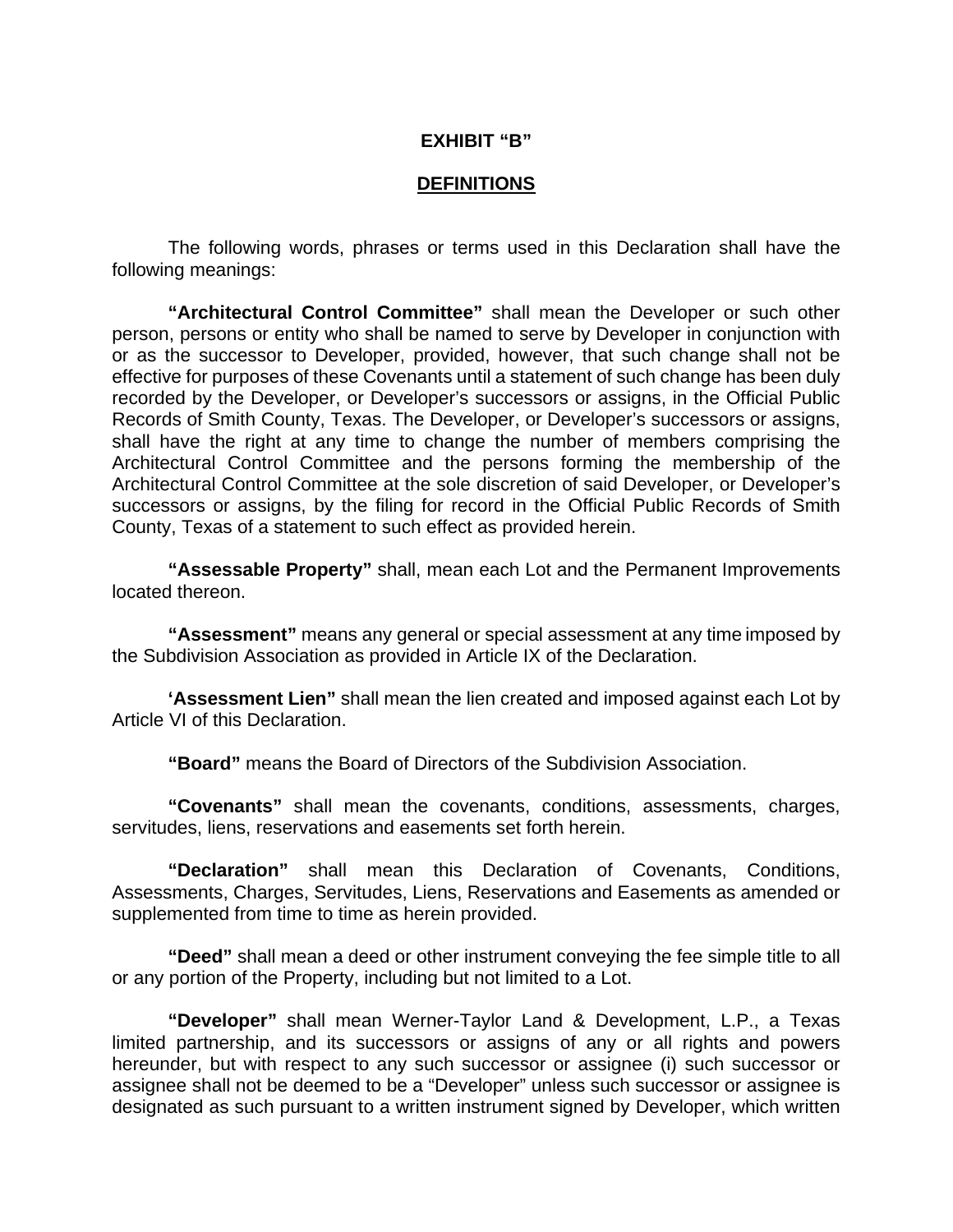## EXHIBIT "B"

## DEFINITIONS

The following words, phrases or terms used in this Declaration shall have the following meanings:

**"Architectural Control Committee"** shall mean the Developer or such other person, persons or entity who shall be named to serve by Developer in conjunction with or as the successor to Developer, provided, however, that such change shall not be effective for purposes of these Covenants until a statement of such change has been duly recorded by the Developer, or Developer's successors or assigns, in the Official Public Records of Smith County, Texas. The Developer, or Developer's successors or assigns, shall have the right at any time to change the number of members comprising the Architectural Control Committee and the persons forming the membership of the Architectural Control Committee at the sole discretion of said Developer, or Developer's successors or assigns, by the filing for record in the Official Public Records of Smith County, Texas of a statement to such effect as provided herein.

**"Assessable Property"** shall, mean each Lot and the Permanent Improvements located thereon.

**"Assessment"** means any general or special assessment at any time imposed by the Subdivision Association as provided in Article IX of the Declaration.

**'Assessment Lien"** shall mean the lien created and imposed against each Lot by Article VI of this Declaration.

**"Board"** means the Board of Directors of the Subdivision Association.

**"Covenants"** shall mean the covenants, conditions, assessments, charges, servitudes, liens, reservations and easements set forth herein.

**"Declaration"** shall mean this Declaration of Covenants, Conditions, Assessments, Charges, Servitudes, Liens, Reservations and Easements as amended or supplemented from time to time as herein provided.

**"Deed"** shall mean a deed or other instrument conveying the fee simple title to all or any portion of the Property, including but not limited to a Lot.

**"Developer"** shall mean Werner-Taylor Land & Development, L.P., a Texas limited partnership, and its successors or assigns of any or all rights and powers hereunder, but with respect to any such successor or assignee (i) such successor or assignee shall not be deemed to be a "Developer" unless such successor or assignee is designated as such pursuant to a written instrument signed by Developer, which written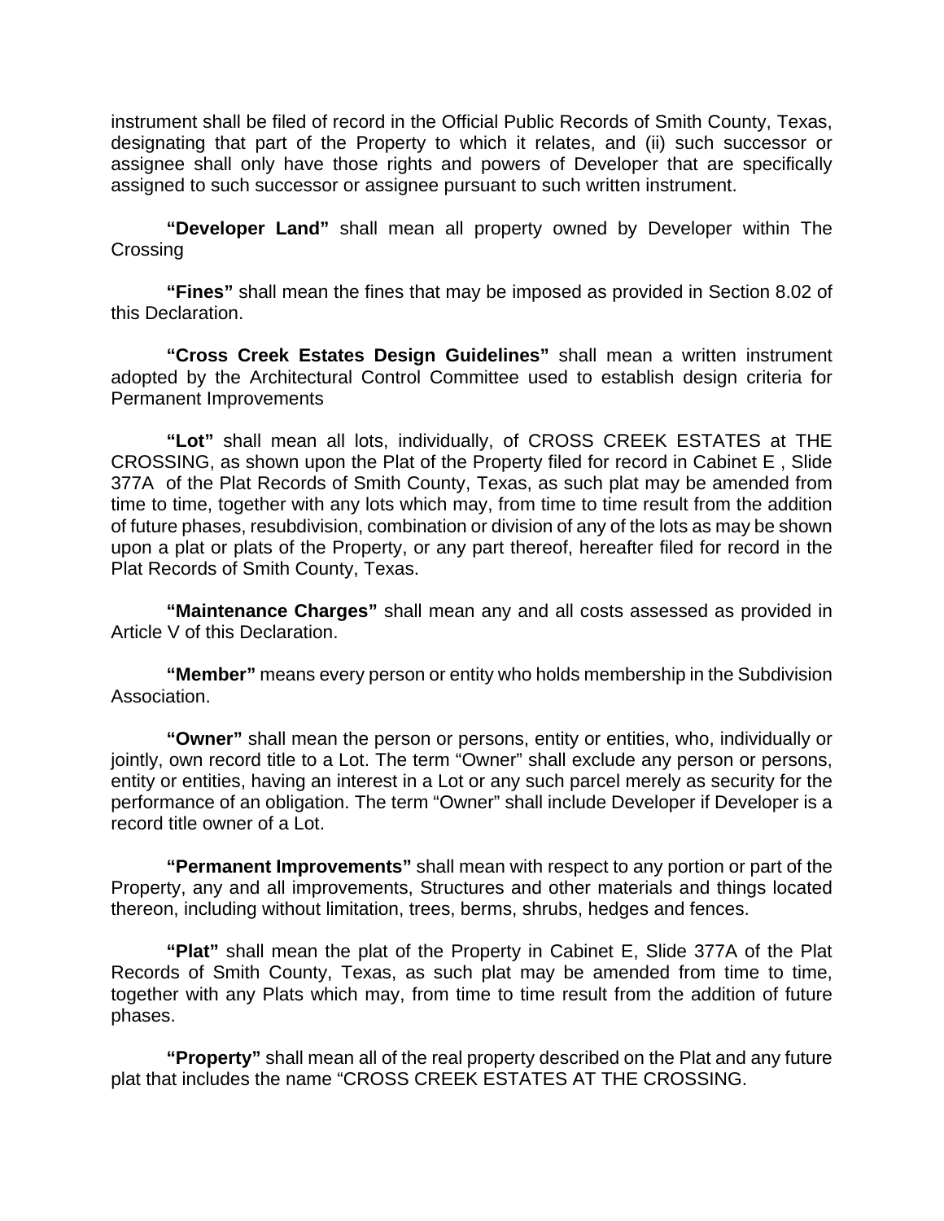instrument shall be filed of record in the Official Public Records of Smith County, Texas, designating that part of the Property to which it relates, and (ii) such successor or assignee shall only have those rights and powers of Developer that are specifically assigned to such successor or assignee pursuant to such written instrument.

**"Developer Land"** shall mean all property owned by Developer within The Crossing

**"Fines"** shall mean the fines that may be imposed as provided in Section 8.02 of this Declaration.

**"Cross Creek Estates Design Guidelines"** shall mean a written instrument adopted by the Architectural Control Committee used to establish design criteria for Permanent Improvements

**"Lot"** shall mean all lots, individually, of CROSS CREEK ESTATES at THE CROSSING, as shown upon the Plat of the Property filed for record in Cabinet E , Slide 377A of the Plat Records of Smith County, Texas, as such plat may be amended from time to time, together with any lots which may, from time to time result from the addition of future phases, resubdivision, combination or division of any of the lots as may be shown upon a plat or plats of the Property, or any part thereof, hereafter filed for record in the Plat Records of Smith County, Texas.

**"Maintenance Charges"** shall mean any and all costs assessed as provided in Article V of this Declaration.

**"Member"** means every person or entity who holds membership in the Subdivision Association.

**"Owner"** shall mean the person or persons, entity or entities, who, individually or jointly, own record title to a Lot. The term "Owner" shall exclude any person or persons, entity or entities, having an interest in a Lot or any such parcel merely as security for the performance of an obligation. The term "Owner" shall include Developer if Developer is a record title owner of a Lot.

**"Permanent Improvements"** shall mean with respect to any portion or part of the Property, any and all improvements, Structures and other materials and things located thereon, including without limitation, trees, berms, shrubs, hedges and fences.

**"Plat"** shall mean the plat of the Property in Cabinet E, Slide 377A of the Plat Records of Smith County, Texas, as such plat may be amended from time to time, together with any Plats which may, from time to time result from the addition of future phases.

**"Property"** shall mean all of the real property described on the Plat and any future plat that includes the name "CROSS CREEK ESTATES AT THE CROSSING.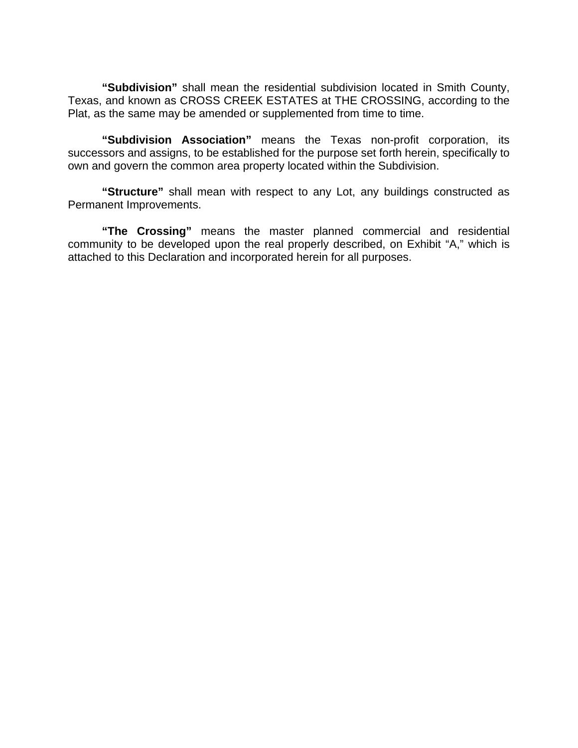**"Subdivision"** shall mean the residential subdivision located in Smith County, Texas, and known as CROSS CREEK ESTATES at THE CROSSING, according to the Plat, as the same may be amended or supplemented from time to time.

**"Subdivision Association"** means the Texas non-profit corporation, its successors and assigns, to be established for the purpose set forth herein, specifically to own and govern the common area property located within the Subdivision.

**"Structure"** shall mean with respect to any Lot, any buildings constructed as Permanent Improvements.

**"The Crossing"** means the master planned commercial and residential community to be developed upon the real properly described, on Exhibit "A," which is attached to this Declaration and incorporated herein for all purposes.